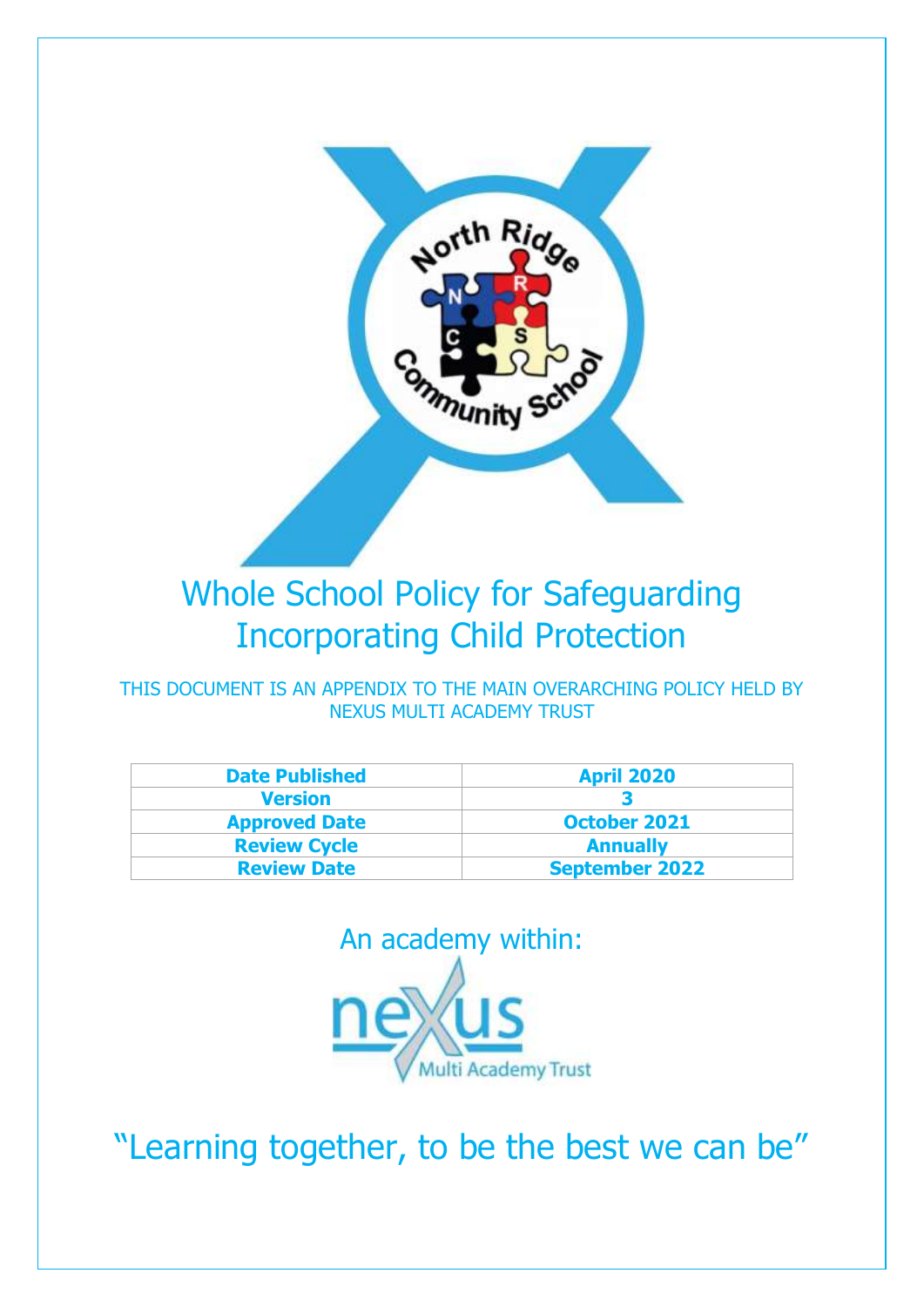# Whole School Policy for Safeguarding Incorporating Child Protection

THIS DOCUMENT IS AN APPENDIX TO THE MAIN OVERARCHING POLICY HELD BY NEXUS MULTI ACADEMY TRUST

| Date Published | April 2020 |
|---|---|
| Version | 3 |
| Approved Date | October 2021 |
| Review Cycle | Annually |
| Review Date | September 2022 |

An academy within:

“Learning together, to be the best we can be”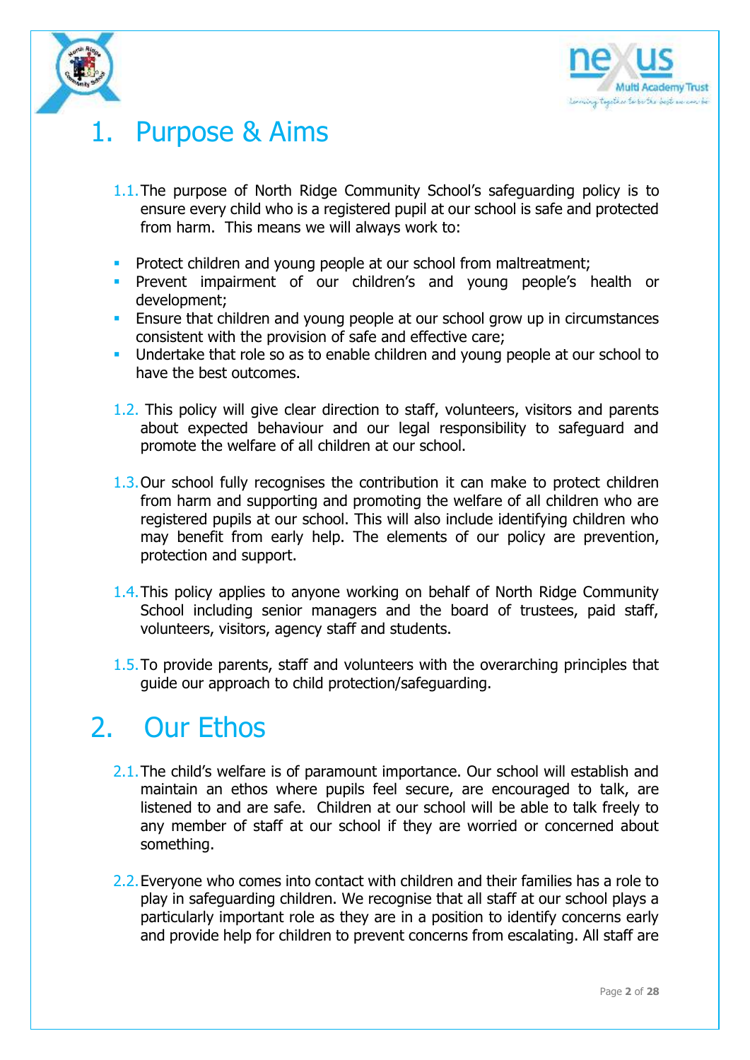# 1. Purpose & Aims

1.1. The purpose of North Ridge Community School's safeguarding policy is to ensure every child who is a registered pupil at our school is safe and protected from harm. This means we will always work to:

- Protect children and young people at our school from maltreatment;
- Prevent impairment of our children's and young people's health or development;
- Ensure that children and young people at our school grow up in circumstances consistent with the provision of safe and effective care;
- Undertake that role so as to enable children and young people at our school to have the best outcomes.

1.2. This policy will give clear direction to staff, volunteers, visitors and parents about expected behaviour and our legal responsibility to safeguard and promote the welfare of all children at our school.

1.3. Our school fully recognises the contribution it can make to protect children from harm and supporting and promoting the welfare of all children who are registered pupils at our school. This will also include identifying children who may benefit from early help. The elements of our policy are prevention, protection and support.

1.4. This policy applies to anyone working on behalf of North Ridge Community School including senior managers and the board of trustees, paid staff, volunteers, visitors, agency staff and students.

1.5. To provide parents, staff and volunteers with the overarching principles that guide our approach to child protection/safeguarding.

# 2. Our Ethos

2.1. The child's welfare is of paramount importance. Our school will establish and maintain an ethos where pupils feel secure, are encouraged to talk, are listened to and are safe. Children at our school will be able to talk freely to any member of staff at our school if they are worried or concerned about something.

2.2. Everyone who comes into contact with children and their families has a role to play in safeguarding children. We recognise that all staff at our school plays a particularly important role as they are in a position to identify concerns early and provide help for children to prevent concerns from escalating. All staff are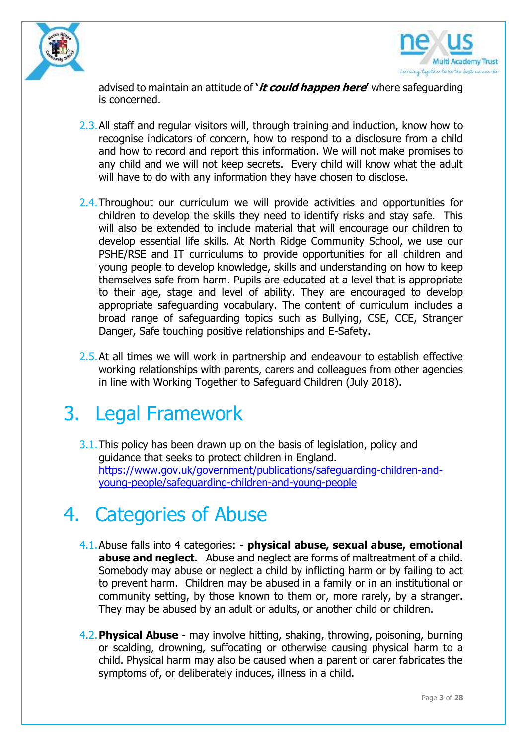advised to maintain an attitude of '***it could happen here***' where safeguarding is concerned.

2.3. All staff and regular visitors will, through training and induction, know how to recognise indicators of concern, how to respond to a disclosure from a child and how to record and report this information. We will not make promises to any child and we will not keep secrets. Every child will know what the adult will have to do with any information they have chosen to disclose.

2.4. Throughout our curriculum we will provide activities and opportunities for children to develop the skills they need to identify risks and stay safe. This will also be extended to include material that will encourage our children to develop essential life skills. At North Ridge Community School, we use our PSHE/RSE and IT curriculums to provide opportunities for all children and young people to develop knowledge, skills and understanding on how to keep themselves safe from harm. Pupils are educated at a level that is appropriate to their age, stage and level of ability. They are encouraged to develop appropriate safeguarding vocabulary. The content of curriculum includes a broad range of safeguarding topics such as Bullying, CSE, CCE, Stranger Danger, Safe touching positive relationships and E-Safety.

2.5. At all times we will work in partnership and endeavour to establish effective working relationships with parents, carers and colleagues from other agencies in line with Working Together to Safeguard Children (July 2018).

# 3. Legal Framework

3.1. This policy has been drawn up on the basis of legislation, policy and guidance that seeks to protect children in England. [https://www.gov.uk/government/publications/safeguarding-children-and-young-people/safeguarding-children-and-young-people](https://www.gov.uk/government/publications/safeguarding-children-and-young-people/safeguarding-children-and-young-people)

# 4. Categories of Abuse

4.1. Abuse falls into 4 categories: - **physical abuse, sexual abuse, emotional abuse and neglect.** Abuse and neglect are forms of maltreatment of a child. Somebody may abuse or neglect a child by inflicting harm or by failing to act to prevent harm. Children may be abused in a family or in an institutional or community setting, by those known to them or, more rarely, by a stranger. They may be abused by an adult or adults, or another child or children.

4.2. **Physical Abuse** - may involve hitting, shaking, throwing, poisoning, burning or scalding, drowning, suffocating or otherwise causing physical harm to a child. Physical harm may also be caused when a parent or carer fabricates the symptoms of, or deliberately induces, illness in a child.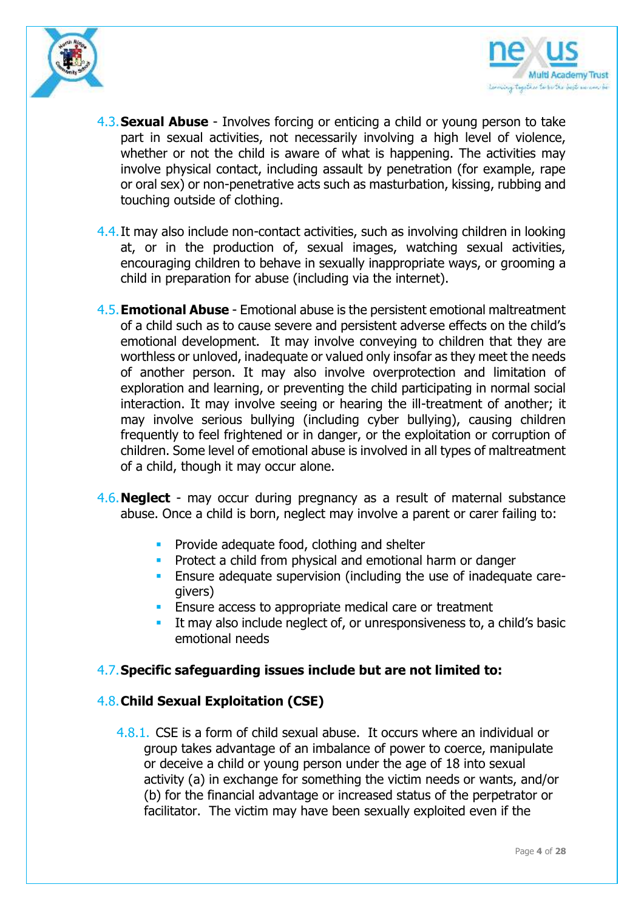4.3. **Sexual Abuse** - Involves forcing or enticing a child or young person to take part in sexual activities, not necessarily involving a high level of violence, whether or not the child is aware of what is happening. The activities may involve physical contact, including assault by penetration (for example, rape or oral sex) or non-penetrative acts such as masturbation, kissing, rubbing and touching outside of clothing.

4.4. It may also include non-contact activities, such as involving children in looking at, or in the production of, sexual images, watching sexual activities, encouraging children to behave in sexually inappropriate ways, or grooming a child in preparation for abuse (including via the internet).

4.5. **Emotional Abuse** - Emotional abuse is the persistent emotional maltreatment of a child such as to cause severe and persistent adverse effects on the child's emotional development. It may involve conveying to children that they are worthless or unloved, inadequate or valued only insofar as they meet the needs of another person. It may also involve overprotection and limitation of exploration and learning, or preventing the child participating in normal social interaction. It may involve seeing or hearing the ill-treatment of another; it may involve serious bullying (including cyber bullying), causing children frequently to feel frightened or in danger, or the exploitation or corruption of children. Some level of emotional abuse is involved in all types of maltreatment of a child, though it may occur alone.

4.6. **Neglect** - may occur during pregnancy as a result of maternal substance abuse. Once a child is born, neglect may involve a parent or carer failing to:

- Provide adequate food, clothing and shelter
- Protect a child from physical and emotional harm or danger
- Ensure adequate supervision (including the use of inadequate care-givers)
- Ensure access to appropriate medical care or treatment
- It may also include neglect of, or unresponsiveness to, a child's basic emotional needs

4.7. **Specific safeguarding issues include but are not limited to:**

4.8. **Child Sexual Exploitation (CSE)**

4.8.1. CSE is a form of child sexual abuse. It occurs where an individual or group takes advantage of an imbalance of power to coerce, manipulate or deceive a child or young person under the age of 18 into sexual activity (a) in exchange for something the victim needs or wants, and/or (b) for the financial advantage or increased status of the perpetrator or facilitator. The victim may have been sexually exploited even if the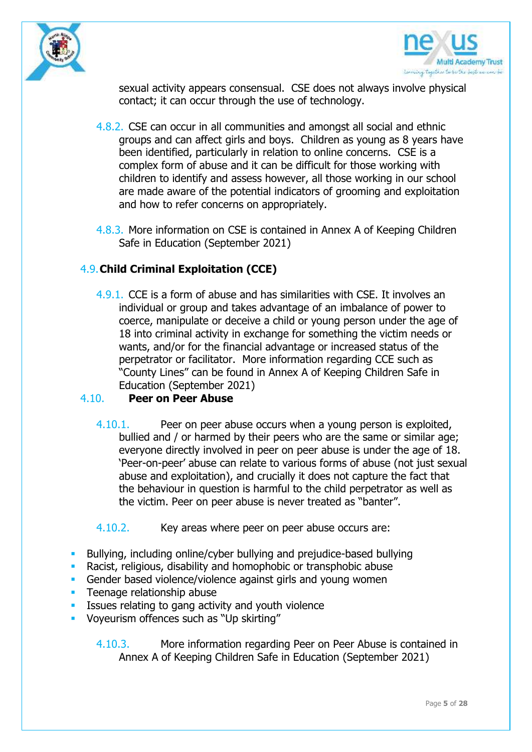sexual activity appears consensual. CSE does not always involve physical contact; it can occur through the use of technology.

4.8.2. CSE can occur in all communities and amongst all social and ethnic groups and can affect girls and boys. Children as young as 8 years have been identified, particularly in relation to online concerns. CSE is a complex form of abuse and it can be difficult for those working with children to identify and assess however, all those working in our school are made aware of the potential indicators of grooming and exploitation and how to refer concerns on appropriately.

4.8.3. More information on CSE is contained in Annex A of Keeping Children Safe in Education (September 2021)

## 4.9. Child Criminal Exploitation (CCE)

4.9.1. CCE is a form of abuse and has similarities with CSE. It involves an individual or group and takes advantage of an imbalance of power to coerce, manipulate or deceive a child or young person under the age of 18 into criminal activity in exchange for something the victim needs or wants, and/or for the financial advantage or increased status of the perpetrator or facilitator. More information regarding CCE such as "County Lines" can be found in Annex A of Keeping Children Safe in Education (September 2021)

## 4.10. Peer on Peer Abuse

4.10.1. Peer on peer abuse occurs when a young person is exploited, bullied and / or harmed by their peers who are the same or similar age; everyone directly involved in peer on peer abuse is under the age of 18. 'Peer-on-peer' abuse can relate to various forms of abuse (not just sexual abuse and exploitation), and crucially it does not capture the fact that the behaviour in question is harmful to the child perpetrator as well as the victim. Peer on peer abuse is never treated as "banter".

4.10.2. Key areas where peer on peer abuse occurs are:

- Bullying, including online/cyber bullying and prejudice-based bullying
- Racist, religious, disability and homophobic or transphobic abuse
- Gender based violence/violence against girls and young women
- Teenage relationship abuse
- Issues relating to gang activity and youth violence
- Voyeurism offences such as "Up skirting"

4.10.3. More information regarding Peer on Peer Abuse is contained in Annex A of Keeping Children Safe in Education (September 2021)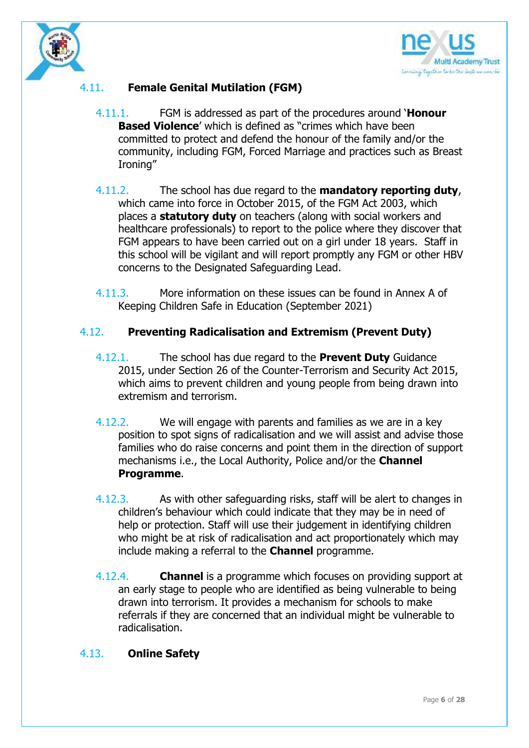## 4.11. Female Genital Mutilation (FGM)

4.11.1. FGM is addressed as part of the procedures around '**Honour Based Violence**' which is defined as "crimes which have been committed to protect and defend the honour of the family and/or the community, including FGM, Forced Marriage and practices such as Breast Ironing"

4.11.2. The school has due regard to the **mandatory reporting duty**, which came into force in October 2015, of the FGM Act 2003, which places a **statutory duty** on teachers (along with social workers and healthcare professionals) to report to the police where they discover that FGM appears to have been carried out on a girl under 18 years. Staff in this school will be vigilant and will report promptly any FGM or other HBV concerns to the Designated Safeguarding Lead.

4.11.3. More information on these issues can be found in Annex A of Keeping Children Safe in Education (September 2021)

## 4.12. Preventing Radicalisation and Extremism (Prevent Duty)

4.12.1. The school has due regard to the **Prevent Duty** Guidance 2015, under Section 26 of the Counter-Terrorism and Security Act 2015, which aims to prevent children and young people from being drawn into extremism and terrorism.

4.12.2. We will engage with parents and families as we are in a key position to spot signs of radicalisation and we will assist and advise those families who do raise concerns and point them in the direction of support mechanisms i.e., the Local Authority, Police and/or the **Channel Programme**.

4.12.3. As with other safeguarding risks, staff will be alert to changes in children's behaviour which could indicate that they may be in need of help or protection. Staff will use their judgement in identifying children who might be at risk of radicalisation and act proportionately which may include making a referral to the **Channel** programme.

4.12.4. **Channel** is a programme which focuses on providing support at an early stage to people who are identified as being vulnerable to being drawn into terrorism. It provides a mechanism for schools to make referrals if they are concerned that an individual might be vulnerable to radicalisation.

## 4.13. Online Safety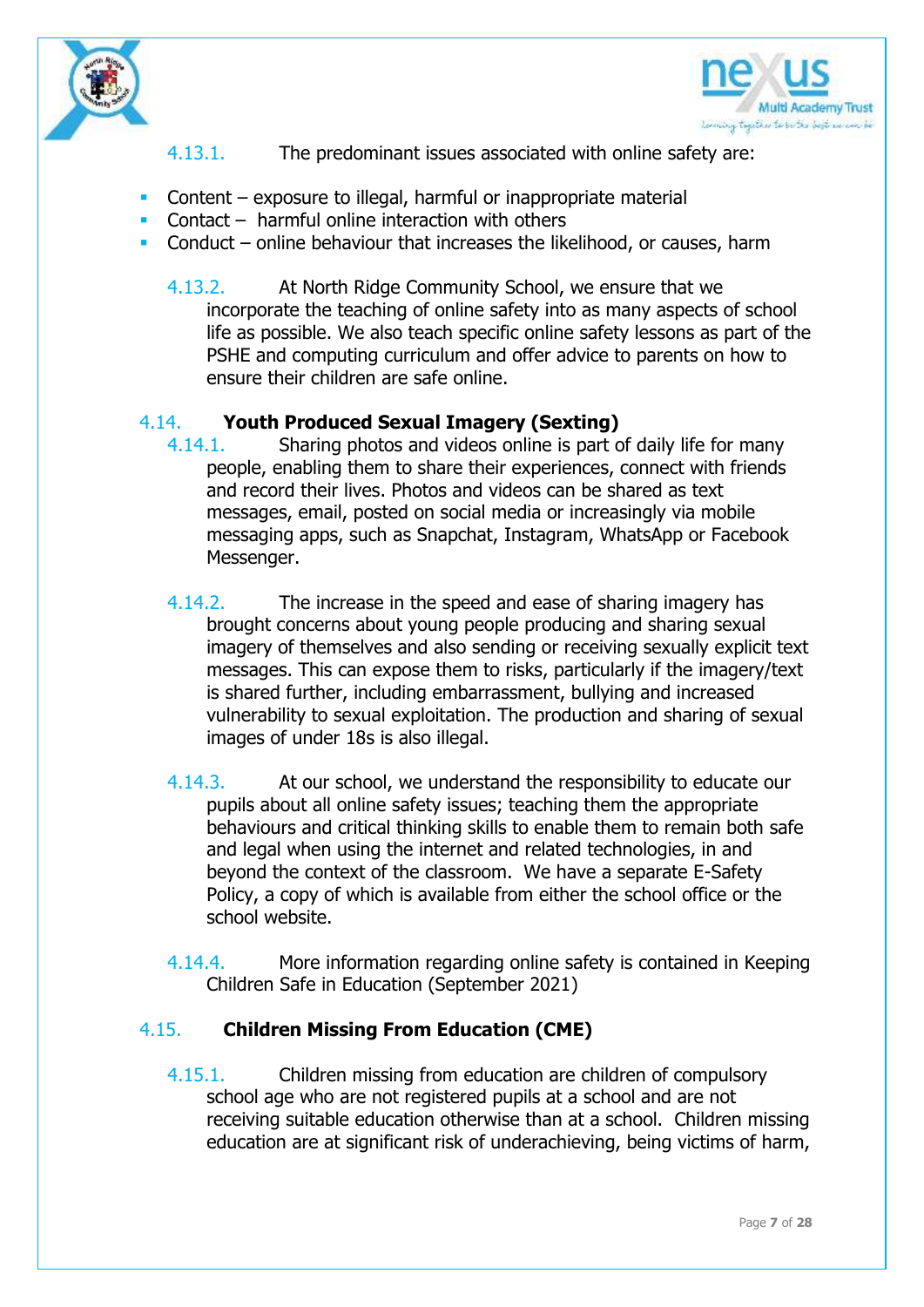4.13.1. The predominant issues associated with online safety are:

- Content – exposure to illegal, harmful or inappropriate material
- Contact – harmful online interaction with others
- Conduct – online behaviour that increases the likelihood, or causes, harm

4.13.2. At North Ridge Community School, we ensure that we incorporate the teaching of online safety into as many aspects of school life as possible. We also teach specific online safety lessons as part of the PSHE and computing curriculum and offer advice to parents on how to ensure their children are safe online.

### 4.14. Youth Produced Sexual Imagery (Sexting)

4.14.1. Sharing photos and videos online is part of daily life for many people, enabling them to share their experiences, connect with friends and record their lives. Photos and videos can be shared as text messages, email, posted on social media or increasingly via mobile messaging apps, such as Snapchat, Instagram, WhatsApp or Facebook Messenger.

4.14.2. The increase in the speed and ease of sharing imagery has brought concerns about young people producing and sharing sexual imagery of themselves and also sending or receiving sexually explicit text messages. This can expose them to risks, particularly if the imagery/text is shared further, including embarrassment, bullying and increased vulnerability to sexual exploitation. The production and sharing of sexual images of under 18s is also illegal.

4.14.3. At our school, we understand the responsibility to educate our pupils about all online safety issues; teaching them the appropriate behaviours and critical thinking skills to enable them to remain both safe and legal when using the internet and related technologies, in and beyond the context of the classroom. We have a separate E-Safety Policy, a copy of which is available from either the school office or the school website.

4.14.4. More information regarding online safety is contained in Keeping Children Safe in Education (September 2021)

### 4.15. Children Missing From Education (CME)

4.15.1. Children missing from education are children of compulsory school age who are not registered pupils at a school and are not receiving suitable education otherwise than at a school. Children missing education are at significant risk of underachieving, being victims of harm,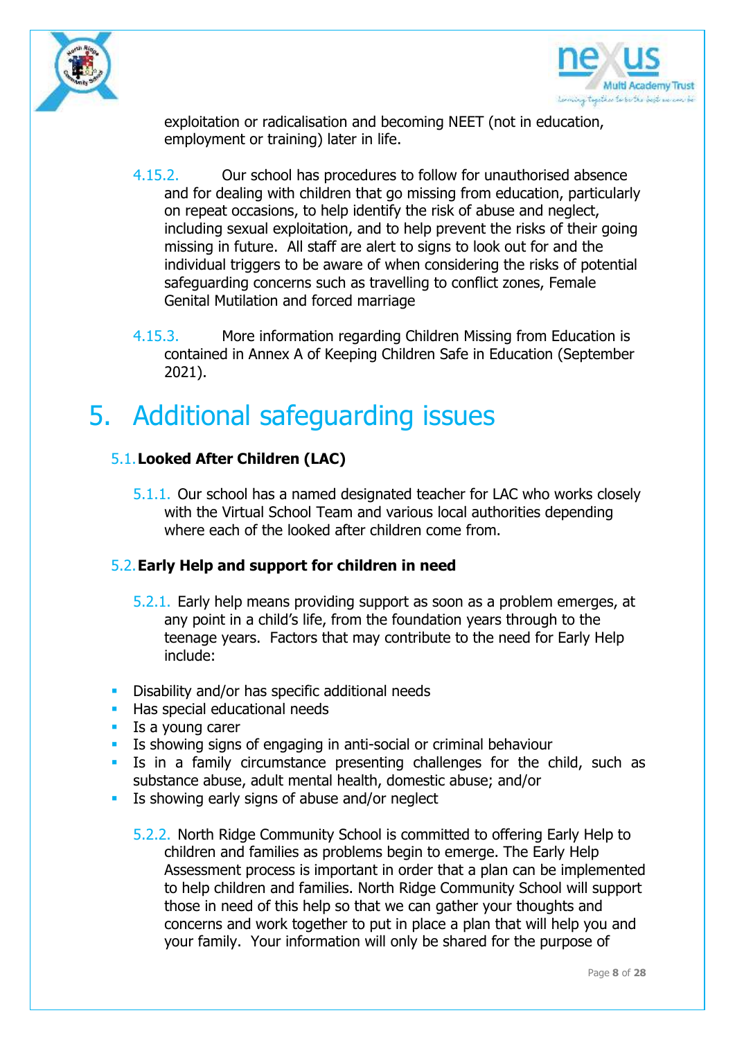exploitation or radicalisation and becoming NEET (not in education, employment or training) later in life.

4.15.2. Our school has procedures to follow for unauthorised absence and for dealing with children that go missing from education, particularly on repeat occasions, to help identify the risk of abuse and neglect, including sexual exploitation, and to help prevent the risks of their going missing in future. All staff are alert to signs to look out for and the individual triggers to be aware of when considering the risks of potential safeguarding concerns such as travelling to conflict zones, Female Genital Mutilation and forced marriage

4.15.3. More information regarding Children Missing from Education is contained in Annex A of Keeping Children Safe in Education (September 2021).

# 5. Additional safeguarding issues

## 5.1. Looked After Children (LAC)

5.1.1. Our school has a named designated teacher for LAC who works closely with the Virtual School Team and various local authorities depending where each of the looked after children come from.

## 5.2. Early Help and support for children in need

5.2.1. Early help means providing support as soon as a problem emerges, at any point in a child's life, from the foundation years through to the teenage years. Factors that may contribute to the need for Early Help include:

- Disability and/or has specific additional needs
- Has special educational needs
- Is a young carer
- Is showing signs of engaging in anti-social or criminal behaviour
- Is in a family circumstance presenting challenges for the child, such as substance abuse, adult mental health, domestic abuse; and/or
- Is showing early signs of abuse and/or neglect

5.2.2. North Ridge Community School is committed to offering Early Help to children and families as problems begin to emerge. The Early Help Assessment process is important in order that a plan can be implemented to help children and families. North Ridge Community School will support those in need of this help so that we can gather your thoughts and concerns and work together to put in place a plan that will help you and your family. Your information will only be shared for the purpose of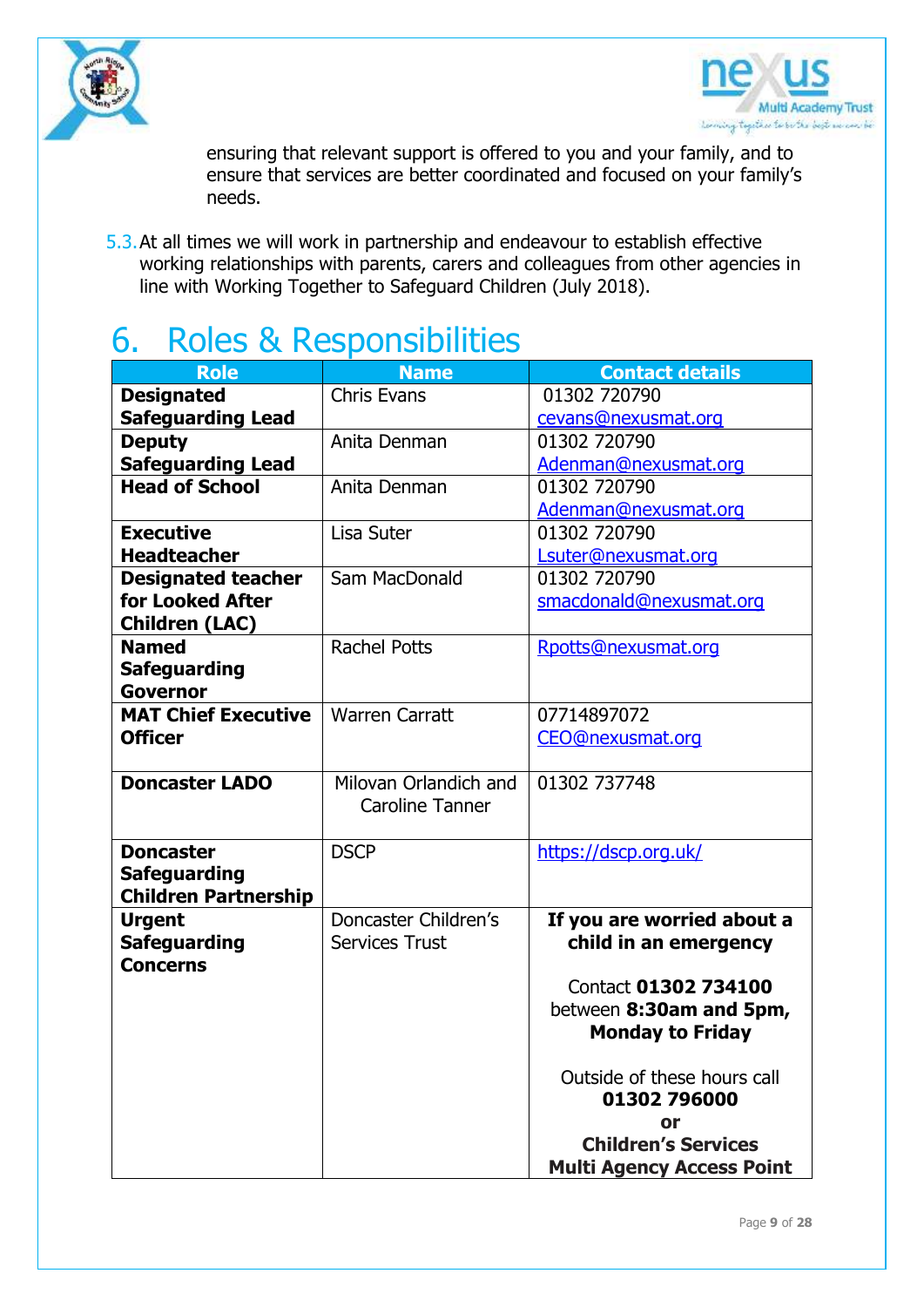ensuring that relevant support is offered to you and your family, and to ensure that services are better coordinated and focused on your family's needs.

5.3. At all times we will work in partnership and endeavour to establish effective working relationships with parents, carers and colleagues from other agencies in line with Working Together to Safeguard Children (July 2018).

# 6. Roles & Responsibilities

| Role | Name | Contact details |
|---|---|---|
| **Designated Safeguarding Lead** | Chris Evans | 01302 720790<br>cevans@nexusmat.org |
| **Deputy Safeguarding Lead** | Anita Denman | 01302 720790<br>Adenman@nexusmat.org |
| **Head of School** | Anita Denman | 01302 720790<br>Adenman@nexusmat.org |
| **Executive Headteacher** | Lisa Suter | 01302 720790<br>Lsuter@nexusmat.org |
| **Designated teacher for Looked After Children (LAC)** | Sam MacDonald | 01302 720790<br>smacdonald@nexusmat.org |
| **Named Safeguarding Governor** | Rachel Potts | Rpotts@nexusmat.org |
| **MAT Chief Executive Officer** | Warren Carratt | 07714897072<br>CEO@nexusmat.org |
| **Doncaster LADO** | Milovan Orlandich and Caroline Tanner | 01302 737748 |
| **Doncaster Safeguarding Children Partnership** | DSCP | https://dscp.org.uk/ |
| **Urgent Safeguarding Concerns** | Doncaster Children's Services Trust | **If you are worried about a child in an emergency**<br><br>Contact **01302 734100** between **8:30am and 5pm, Monday to Friday**<br><br>Outside of these hours call **01302 796000** **or** **Children's Services Multi Agency Access Point** |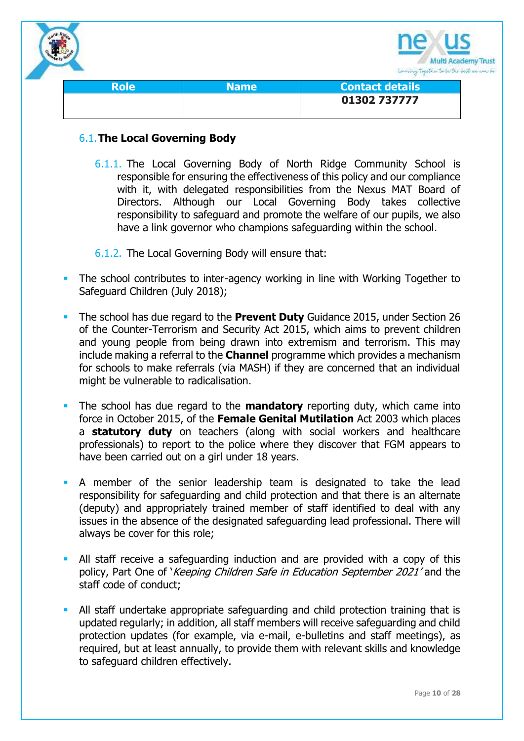| Role | Name | Contact details |
| --- | --- | --- |
| | | **01302 737777** |

### 6.1. The Local Governing Body

6.1.1. The Local Governing Body of North Ridge Community School is responsible for ensuring the effectiveness of this policy and our compliance with it, with delegated responsibilities from the Nexus MAT Board of Directors. Although our Local Governing Body takes collective responsibility to safeguard and promote the welfare of our pupils, we also have a link governor who champions safeguarding within the school.

6.1.2. The Local Governing Body will ensure that:

- The school contributes to inter-agency working in line with Working Together to Safeguard Children (July 2018);
- The school has due regard to the **Prevent Duty** Guidance 2015, under Section 26 of the Counter-Terrorism and Security Act 2015, which aims to prevent children and young people from being drawn into extremism and terrorism. This may include making a referral to the **Channel** programme which provides a mechanism for schools to make referrals (via MASH) if they are concerned that an individual might be vulnerable to radicalisation.
- The school has due regard to the **mandatory** reporting duty, which came into force in October 2015, of the **Female Genital Mutilation** Act 2003 which places a **statutory duty** on teachers (along with social workers and healthcare professionals) to report to the police where they discover that FGM appears to have been carried out on a girl under 18 years.
- A member of the senior leadership team is designated to take the lead responsibility for safeguarding and child protection and that there is an alternate (deputy) and appropriately trained member of staff identified to deal with any issues in the absence of the designated safeguarding lead professional. There will always be cover for this role;
- All staff receive a safeguarding induction and are provided with a copy of this policy, Part One of '*Keeping Children Safe in Education September 2021*' and the staff code of conduct;
- All staff undertake appropriate safeguarding and child protection training that is updated regularly; in addition, all staff members will receive safeguarding and child protection updates (for example, via e-mail, e-bulletins and staff meetings), as required, but at least annually, to provide them with relevant skills and knowledge to safeguard children effectively.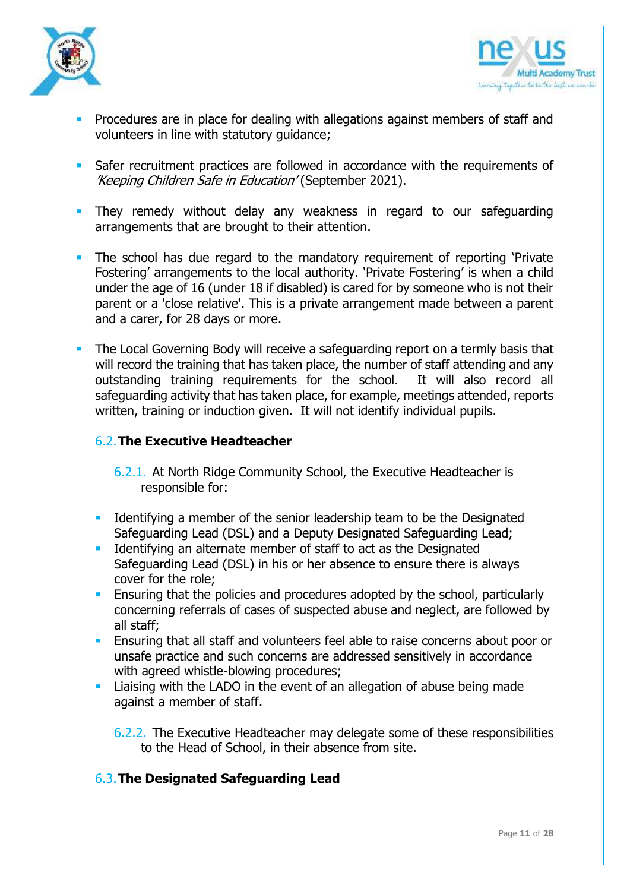- Procedures are in place for dealing with allegations against members of staff and volunteers in line with statutory guidance;

- Safer recruitment practices are followed in accordance with the requirements of *'Keeping Children Safe in Education'* (September 2021).

- They remedy without delay any weakness in regard to our safeguarding arrangements that are brought to their attention.

- The school has due regard to the mandatory requirement of reporting 'Private Fostering' arrangements to the local authority. 'Private Fostering' is when a child under the age of 16 (under 18 if disabled) is cared for by someone who is not their parent or a 'close relative'. This is a private arrangement made between a parent and a carer, for 28 days or more.

- The Local Governing Body will receive a safeguarding report on a termly basis that will record the training that has taken place, the number of staff attending and any outstanding training requirements for the school. It will also record all safeguarding activity that has taken place, for example, meetings attended, reports written, training or induction given. It will not identify individual pupils.

### 6.2. **The Executive Headteacher**

6.2.1. At North Ridge Community School, the Executive Headteacher is responsible for:

- Identifying a member of the senior leadership team to be the Designated Safeguarding Lead (DSL) and a Deputy Designated Safeguarding Lead;
- Identifying an alternate member of staff to act as the Designated Safeguarding Lead (DSL) in his or her absence to ensure there is always cover for the role;
- Ensuring that the policies and procedures adopted by the school, particularly concerning referrals of cases of suspected abuse and neglect, are followed by all staff;
- Ensuring that all staff and volunteers feel able to raise concerns about poor or unsafe practice and such concerns are addressed sensitively in accordance with agreed whistle-blowing procedures;
- Liaising with the LADO in the event of an allegation of abuse being made against a member of staff.

6.2.2. The Executive Headteacher may delegate some of these responsibilities to the Head of School, in their absence from site.

### 6.3. **The Designated Safeguarding Lead**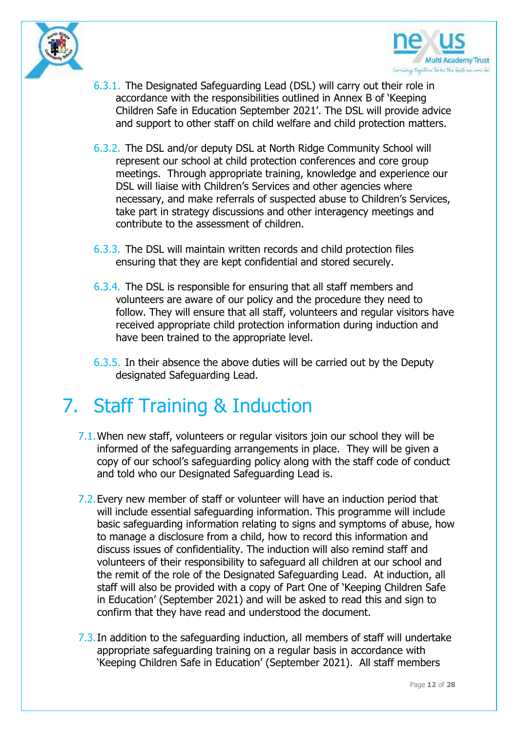6.3.1. The Designated Safeguarding Lead (DSL) will carry out their role in accordance with the responsibilities outlined in Annex B of 'Keeping Children Safe in Education September 2021'. The DSL will provide advice and support to other staff on child welfare and child protection matters.

6.3.2. The DSL and/or deputy DSL at North Ridge Community School will represent our school at child protection conferences and core group meetings. Through appropriate training, knowledge and experience our DSL will liaise with Children's Services and other agencies where necessary, and make referrals of suspected abuse to Children's Services, take part in strategy discussions and other interagency meetings and contribute to the assessment of children.

6.3.3. The DSL will maintain written records and child protection files ensuring that they are kept confidential and stored securely.

6.3.4. The DSL is responsible for ensuring that all staff members and volunteers are aware of our policy and the procedure they need to follow. They will ensure that all staff, volunteers and regular visitors have received appropriate child protection information during induction and have been trained to the appropriate level.

6.3.5. In their absence the above duties will be carried out by the Deputy designated Safeguarding Lead.

# 7. Staff Training & Induction

7.1. When new staff, volunteers or regular visitors join our school they will be informed of the safeguarding arrangements in place. They will be given a copy of our school's safeguarding policy along with the staff code of conduct and told who our Designated Safeguarding Lead is.

7.2. Every new member of staff or volunteer will have an induction period that will include essential safeguarding information. This programme will include basic safeguarding information relating to signs and symptoms of abuse, how to manage a disclosure from a child, how to record this information and discuss issues of confidentiality. The induction will also remind staff and volunteers of their responsibility to safeguard all children at our school and the remit of the role of the Designated Safeguarding Lead. At induction, all staff will also be provided with a copy of Part One of 'Keeping Children Safe in Education' (September 2021) and will be asked to read this and sign to confirm that they have read and understood the document.

7.3. In addition to the safeguarding induction, all members of staff will undertake appropriate safeguarding training on a regular basis in accordance with 'Keeping Children Safe in Education' (September 2021). All staff members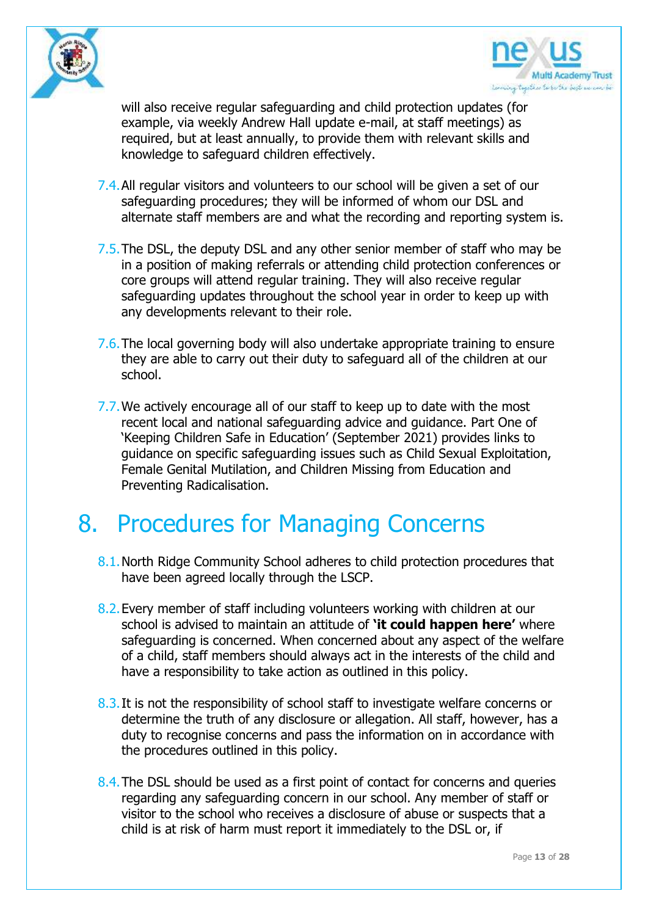will also receive regular safeguarding and child protection updates (for example, via weekly Andrew Hall update e-mail, at staff meetings) as required, but at least annually, to provide them with relevant skills and knowledge to safeguard children effectively.

7.4. All regular visitors and volunteers to our school will be given a set of our safeguarding procedures; they will be informed of whom our DSL and alternate staff members are and what the recording and reporting system is.

7.5. The DSL, the deputy DSL and any other senior member of staff who may be in a position of making referrals or attending child protection conferences or core groups will attend regular training. They will also receive regular safeguarding updates throughout the school year in order to keep up with any developments relevant to their role.

7.6. The local governing body will also undertake appropriate training to ensure they are able to carry out their duty to safeguard all of the children at our school.

7.7. We actively encourage all of our staff to keep up to date with the most recent local and national safeguarding advice and guidance. Part One of 'Keeping Children Safe in Education' (September 2021) provides links to guidance on specific safeguarding issues such as Child Sexual Exploitation, Female Genital Mutilation, and Children Missing from Education and Preventing Radicalisation.

# 8. Procedures for Managing Concerns

8.1. North Ridge Community School adheres to child protection procedures that have been agreed locally through the LSCP.

8.2. Every member of staff including volunteers working with children at our school is advised to maintain an attitude of **'it could happen here'** where safeguarding is concerned. When concerned about any aspect of the welfare of a child, staff members should always act in the interests of the child and have a responsibility to take action as outlined in this policy.

8.3. It is not the responsibility of school staff to investigate welfare concerns or determine the truth of any disclosure or allegation. All staff, however, has a duty to recognise concerns and pass the information on in accordance with the procedures outlined in this policy.

8.4. The DSL should be used as a first point of contact for concerns and queries regarding any safeguarding concern in our school. Any member of staff or visitor to the school who receives a disclosure of abuse or suspects that a child is at risk of harm must report it immediately to the DSL or, if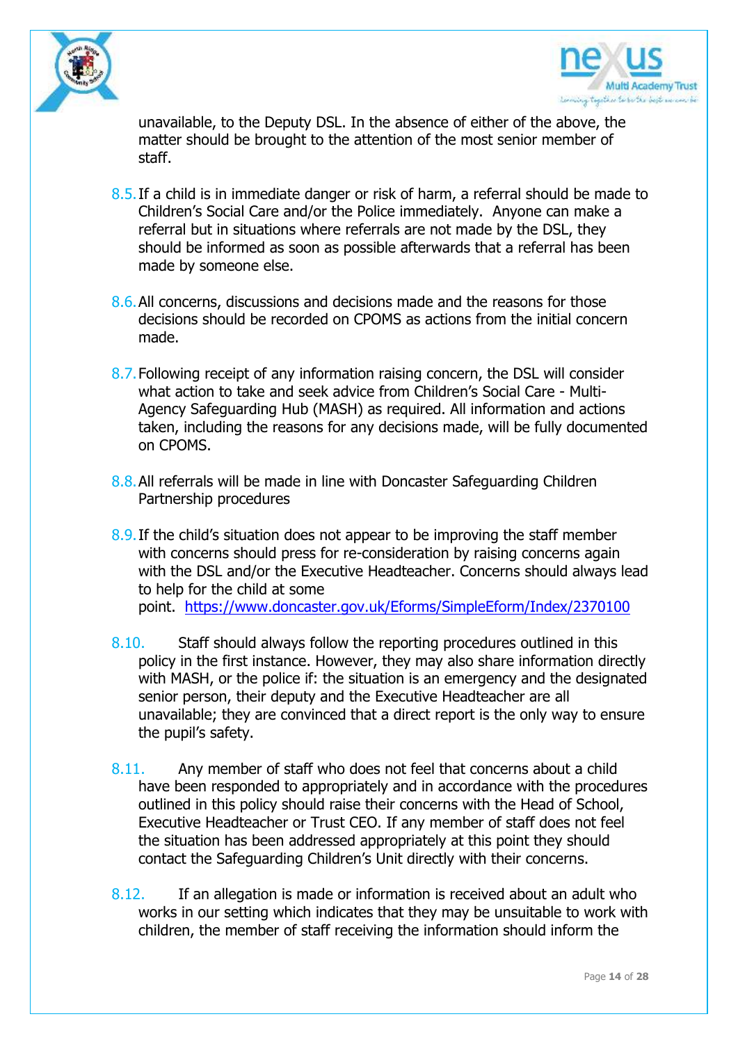unavailable, to the Deputy DSL. In the absence of either of the above, the matter should be brought to the attention of the most senior member of staff.

8.5. If a child is in immediate danger or risk of harm, a referral should be made to Children's Social Care and/or the Police immediately. Anyone can make a referral but in situations where referrals are not made by the DSL, they should be informed as soon as possible afterwards that a referral has been made by someone else.

8.6. All concerns, discussions and decisions made and the reasons for those decisions should be recorded on CPOMS as actions from the initial concern made.

8.7. Following receipt of any information raising concern, the DSL will consider what action to take and seek advice from Children's Social Care - Multi-Agency Safeguarding Hub (MASH) as required. All information and actions taken, including the reasons for any decisions made, will be fully documented on CPOMS.

8.8. All referrals will be made in line with Doncaster Safeguarding Children Partnership procedures

8.9. If the child's situation does not appear to be improving the staff member with concerns should press for re-consideration by raising concerns again with the DSL and/or the Executive Headteacher. Concerns should always lead to help for the child at some point. https://www.doncaster.gov.uk/Eforms/SimpleEform/Index/2370100

8.10. Staff should always follow the reporting procedures outlined in this policy in the first instance. However, they may also share information directly with MASH, or the police if: the situation is an emergency and the designated senior person, their deputy and the Executive Headteacher are all unavailable; they are convinced that a direct report is the only way to ensure the pupil's safety.

8.11. Any member of staff who does not feel that concerns about a child have been responded to appropriately and in accordance with the procedures outlined in this policy should raise their concerns with the Head of School, Executive Headteacher or Trust CEO. If any member of staff does not feel the situation has been addressed appropriately at this point they should contact the Safeguarding Children's Unit directly with their concerns.

8.12. If an allegation is made or information is received about an adult who works in our setting which indicates that they may be unsuitable to work with children, the member of staff receiving the information should inform the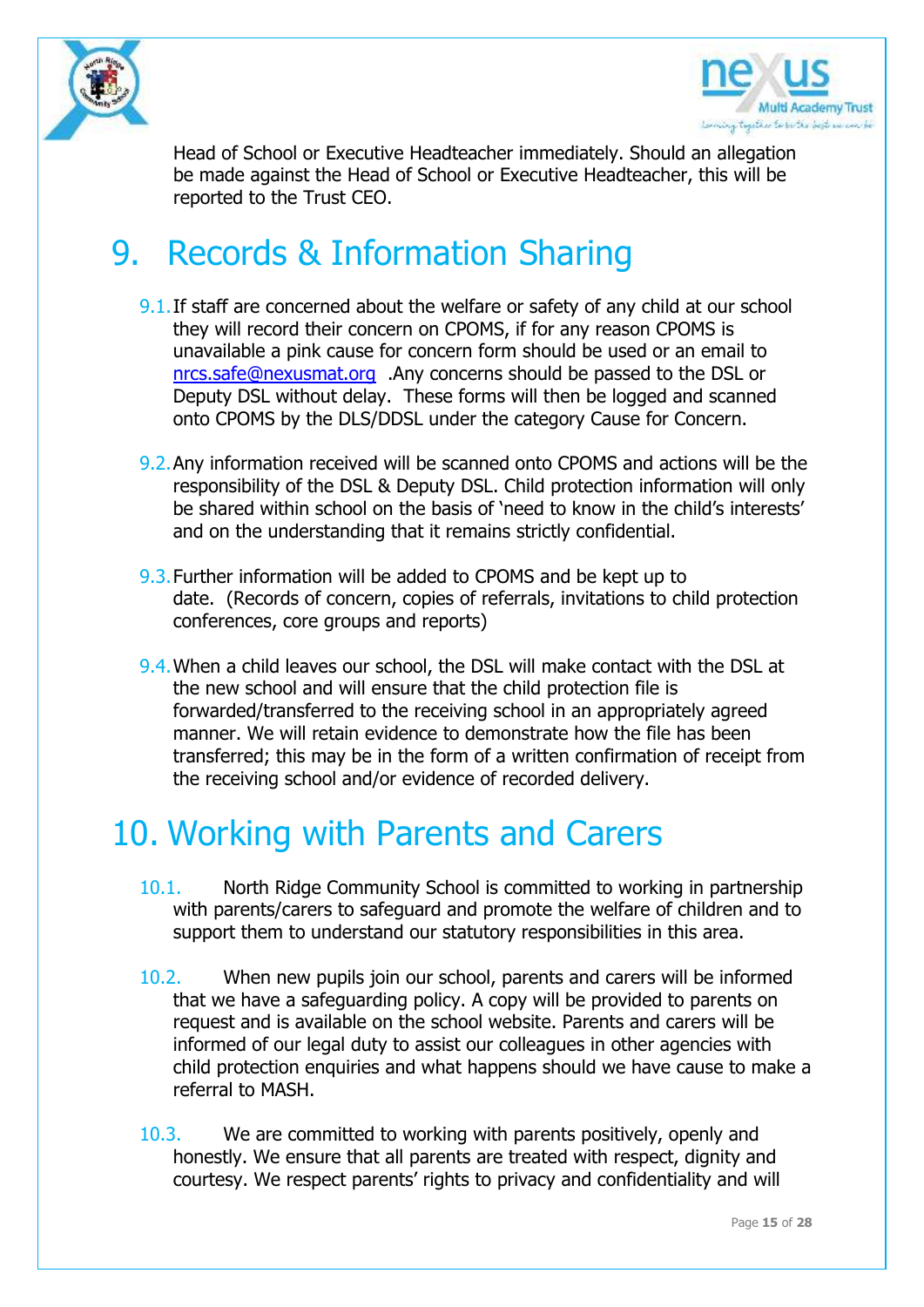Head of School or Executive Headteacher immediately. Should an allegation be made against the Head of School or Executive Headteacher, this will be reported to the Trust CEO.

# 9. Records & Information Sharing

9.1. If staff are concerned about the welfare or safety of any child at our school they will record their concern on CPOMS, if for any reason CPOMS is unavailable a pink cause for concern form should be used or an email to nrcs.safe@nexusmat.org .Any concerns should be passed to the DSL or Deputy DSL without delay. These forms will then be logged and scanned onto CPOMS by the DLS/DDSL under the category Cause for Concern.

9.2. Any information received will be scanned onto CPOMS and actions will be the responsibility of the DSL & Deputy DSL. Child protection information will only be shared within school on the basis of 'need to know in the child's interests' and on the understanding that it remains strictly confidential.

9.3. Further information will be added to CPOMS and be kept up to date. (Records of concern, copies of referrals, invitations to child protection conferences, core groups and reports)

9.4. When a child leaves our school, the DSL will make contact with the DSL at the new school and will ensure that the child protection file is forwarded/transferred to the receiving school in an appropriately agreed manner. We will retain evidence to demonstrate how the file has been transferred; this may be in the form of a written confirmation of receipt from the receiving school and/or evidence of recorded delivery.

# 10. Working with Parents and Carers

10.1. North Ridge Community School is committed to working in partnership with parents/carers to safeguard and promote the welfare of children and to support them to understand our statutory responsibilities in this area.

10.2. When new pupils join our school, parents and carers will be informed that we have a safeguarding policy. A copy will be provided to parents on request and is available on the school website. Parents and carers will be informed of our legal duty to assist our colleagues in other agencies with child protection enquiries and what happens should we have cause to make a referral to MASH.

10.3. We are committed to working with parents positively, openly and honestly. We ensure that all parents are treated with respect, dignity and courtesy. We respect parents' rights to privacy and confidentiality and will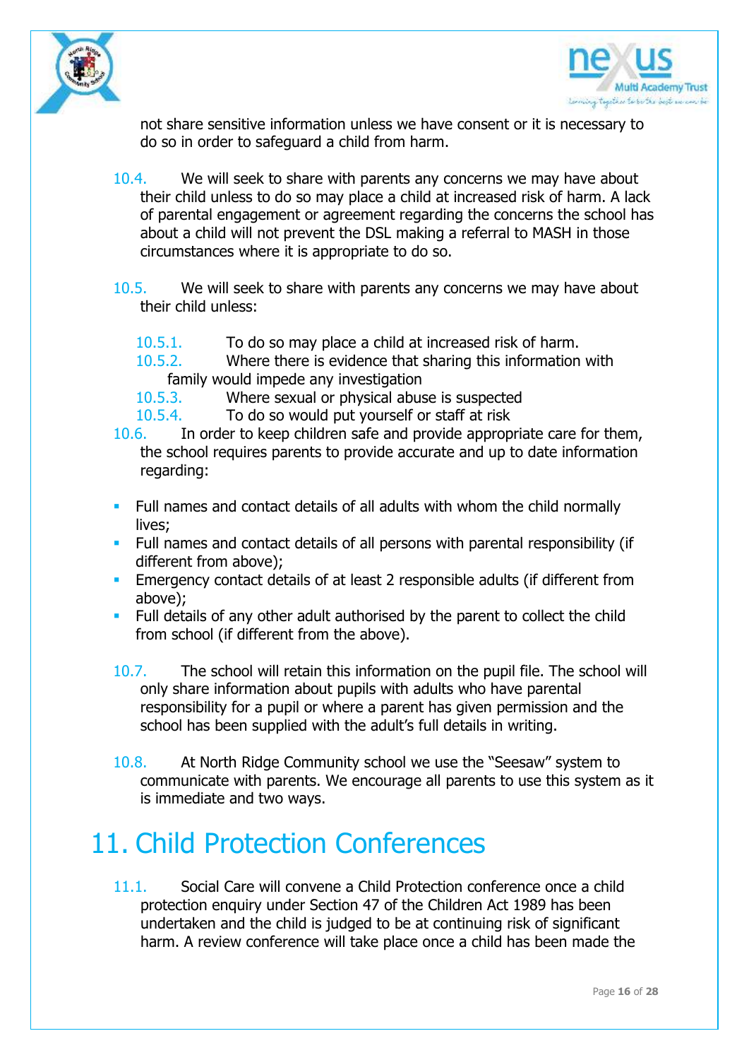not share sensitive information unless we have consent or it is necessary to do so in order to safeguard a child from harm.

10.4. We will seek to share with parents any concerns we may have about their child unless to do so may place a child at increased risk of harm. A lack of parental engagement or agreement regarding the concerns the school has about a child will not prevent the DSL making a referral to MASH in those circumstances where it is appropriate to do so.

10.5. We will seek to share with parents any concerns we may have about their child unless:

- 10.5.1. To do so may place a child at increased risk of harm.
- 10.5.2. Where there is evidence that sharing this information with family would impede any investigation
- 10.5.3. Where sexual or physical abuse is suspected
- 10.5.4. To do so would put yourself or staff at risk

10.6. In order to keep children safe and provide appropriate care for them, the school requires parents to provide accurate and up to date information regarding:

- Full names and contact details of all adults with whom the child normally lives;
- Full names and contact details of all persons with parental responsibility (if different from above);
- Emergency contact details of at least 2 responsible adults (if different from above);
- Full details of any other adult authorised by the parent to collect the child from school (if different from the above).

10.7. The school will retain this information on the pupil file. The school will only share information about pupils with adults who have parental responsibility for a pupil or where a parent has given permission and the school has been supplied with the adult's full details in writing.

10.8. At North Ridge Community school we use the "Seesaw" system to communicate with parents. We encourage all parents to use this system as it is immediate and two ways.

# 11. Child Protection Conferences

11.1. Social Care will convene a Child Protection conference once a child protection enquiry under Section 47 of the Children Act 1989 has been undertaken and the child is judged to be at continuing risk of significant harm. A review conference will take place once a child has been made the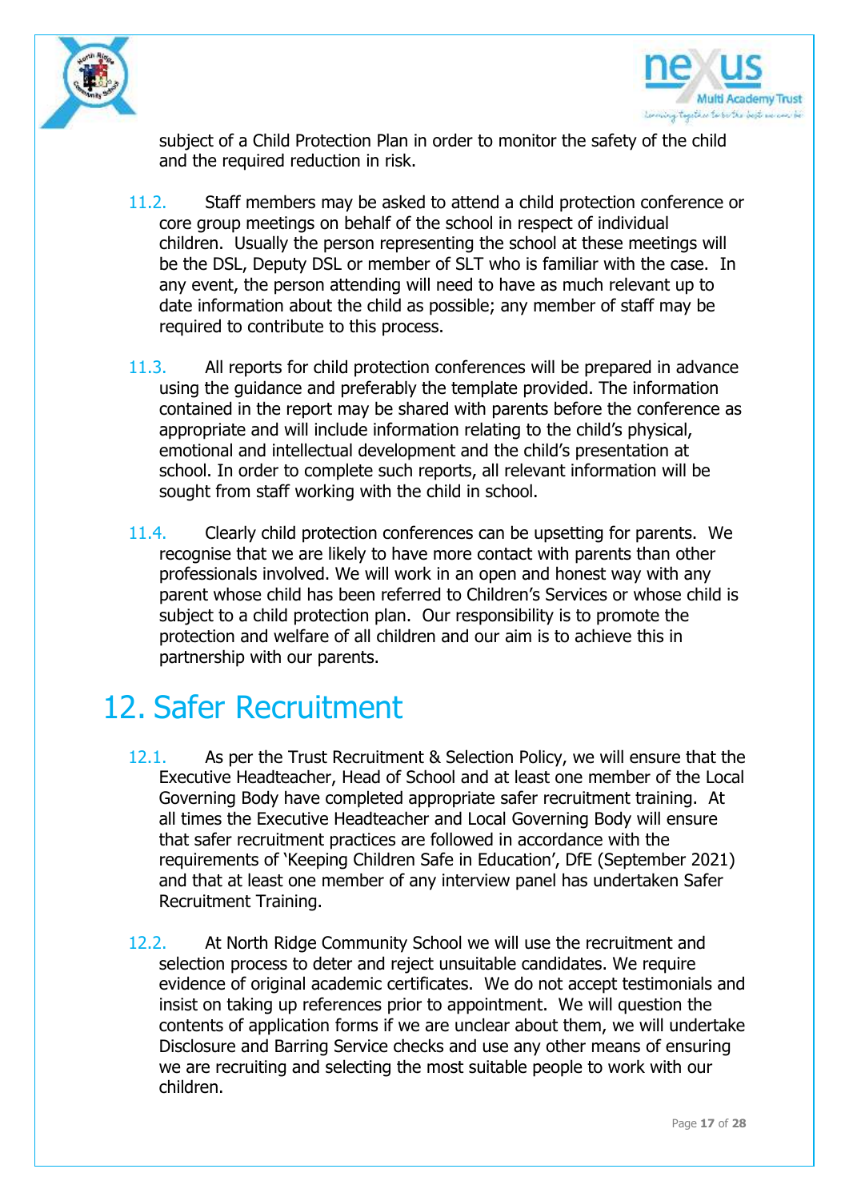subject of a Child Protection Plan in order to monitor the safety of the child and the required reduction in risk.

11.2. Staff members may be asked to attend a child protection conference or core group meetings on behalf of the school in respect of individual children. Usually the person representing the school at these meetings will be the DSL, Deputy DSL or member of SLT who is familiar with the case. In any event, the person attending will need to have as much relevant up to date information about the child as possible; any member of staff may be required to contribute to this process.

11.3. All reports for child protection conferences will be prepared in advance using the guidance and preferably the template provided. The information contained in the report may be shared with parents before the conference as appropriate and will include information relating to the child's physical, emotional and intellectual development and the child's presentation at school. In order to complete such reports, all relevant information will be sought from staff working with the child in school.

11.4. Clearly child protection conferences can be upsetting for parents. We recognise that we are likely to have more contact with parents than other professionals involved. We will work in an open and honest way with any parent whose child has been referred to Children's Services or whose child is subject to a child protection plan. Our responsibility is to promote the protection and welfare of all children and our aim is to achieve this in partnership with our parents.

# 12. Safer Recruitment

12.1. As per the Trust Recruitment & Selection Policy, we will ensure that the Executive Headteacher, Head of School and at least one member of the Local Governing Body have completed appropriate safer recruitment training. At all times the Executive Headteacher and Local Governing Body will ensure that safer recruitment practices are followed in accordance with the requirements of 'Keeping Children Safe in Education', DfE (September 2021) and that at least one member of any interview panel has undertaken Safer Recruitment Training.

12.2. At North Ridge Community School we will use the recruitment and selection process to deter and reject unsuitable candidates. We require evidence of original academic certificates. We do not accept testimonials and insist on taking up references prior to appointment. We will question the contents of application forms if we are unclear about them, we will undertake Disclosure and Barring Service checks and use any other means of ensuring we are recruiting and selecting the most suitable people to work with our children.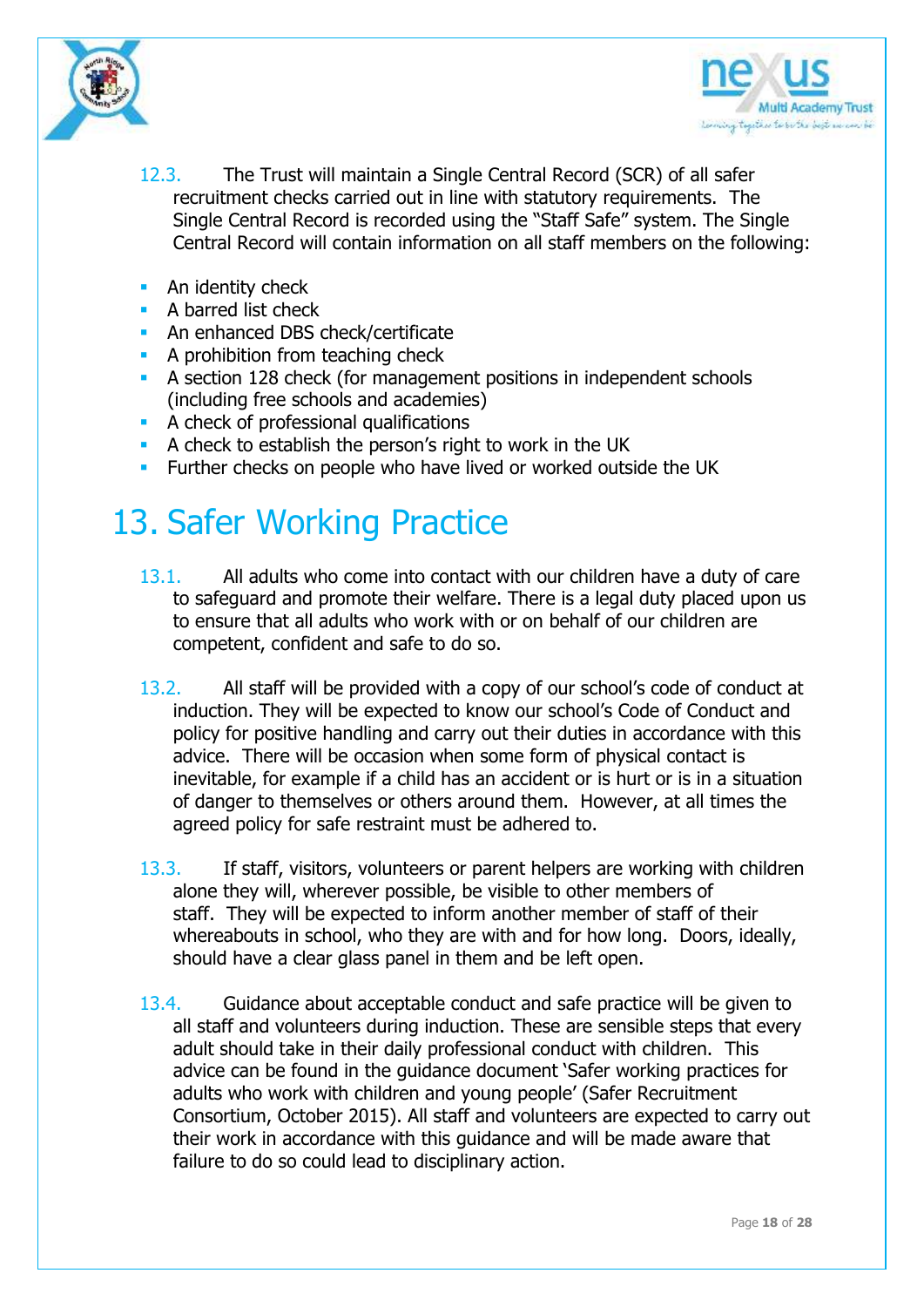12.3. The Trust will maintain a Single Central Record (SCR) of all safer recruitment checks carried out in line with statutory requirements. The Single Central Record is recorded using the "Staff Safe" system. The Single Central Record will contain information on all staff members on the following:

- An identity check
- A barred list check
- An enhanced DBS check/certificate
- A prohibition from teaching check
- A section 128 check (for management positions in independent schools (including free schools and academies)
- A check of professional qualifications
- A check to establish the person's right to work in the UK
- Further checks on people who have lived or worked outside the UK

# 13. Safer Working Practice

13.1. All adults who come into contact with our children have a duty of care to safeguard and promote their welfare. There is a legal duty placed upon us to ensure that all adults who work with or on behalf of our children are competent, confident and safe to do so.

13.2. All staff will be provided with a copy of our school's code of conduct at induction. They will be expected to know our school's Code of Conduct and policy for positive handling and carry out their duties in accordance with this advice. There will be occasion when some form of physical contact is inevitable, for example if a child has an accident or is hurt or is in a situation of danger to themselves or others around them. However, at all times the agreed policy for safe restraint must be adhered to.

13.3. If staff, visitors, volunteers or parent helpers are working with children alone they will, wherever possible, be visible to other members of staff. They will be expected to inform another member of staff of their whereabouts in school, who they are with and for how long. Doors, ideally, should have a clear glass panel in them and be left open.

13.4. Guidance about acceptable conduct and safe practice will be given to all staff and volunteers during induction. These are sensible steps that every adult should take in their daily professional conduct with children. This advice can be found in the guidance document 'Safer working practices for adults who work with children and young people' (Safer Recruitment Consortium, October 2015). All staff and volunteers are expected to carry out their work in accordance with this guidance and will be made aware that failure to do so could lead to disciplinary action.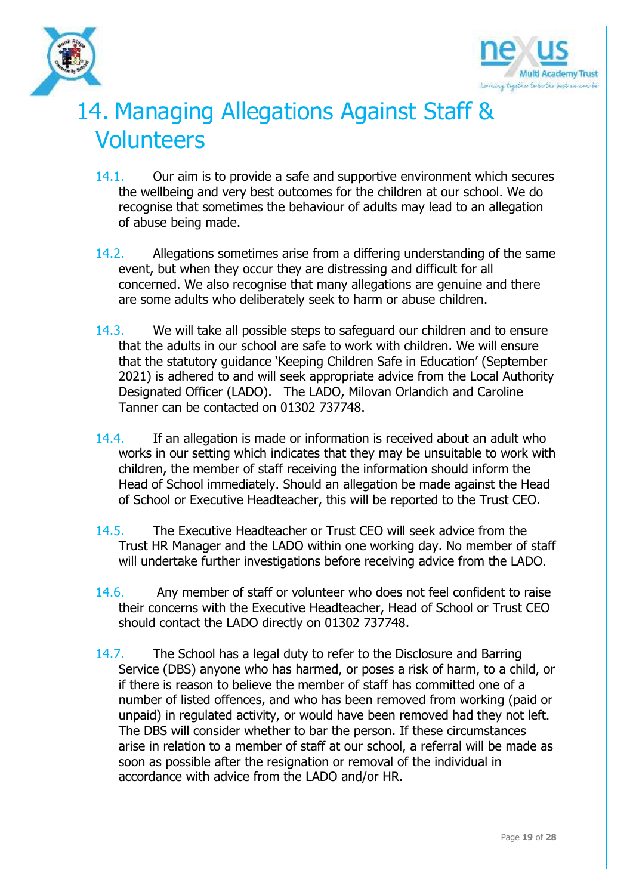# 14. Managing Allegations Against Staff & Volunteers

14.1. Our aim is to provide a safe and supportive environment which secures the wellbeing and very best outcomes for the children at our school. We do recognise that sometimes the behaviour of adults may lead to an allegation of abuse being made.

14.2. Allegations sometimes arise from a differing understanding of the same event, but when they occur they are distressing and difficult for all concerned. We also recognise that many allegations are genuine and there are some adults who deliberately seek to harm or abuse children.

14.3. We will take all possible steps to safeguard our children and to ensure that the adults in our school are safe to work with children. We will ensure that the statutory guidance 'Keeping Children Safe in Education' (September 2021) is adhered to and will seek appropriate advice from the Local Authority Designated Officer (LADO). The LADO, Milovan Orlandich and Caroline Tanner can be contacted on 01302 737748.

14.4. If an allegation is made or information is received about an adult who works in our setting which indicates that they may be unsuitable to work with children, the member of staff receiving the information should inform the Head of School immediately. Should an allegation be made against the Head of School or Executive Headteacher, this will be reported to the Trust CEO.

14.5. The Executive Headteacher or Trust CEO will seek advice from the Trust HR Manager and the LADO within one working day. No member of staff will undertake further investigations before receiving advice from the LADO.

14.6. Any member of staff or volunteer who does not feel confident to raise their concerns with the Executive Headteacher, Head of School or Trust CEO should contact the LADO directly on 01302 737748.

14.7. The School has a legal duty to refer to the Disclosure and Barring Service (DBS) anyone who has harmed, or poses a risk of harm, to a child, or if there is reason to believe the member of staff has committed one of a number of listed offences, and who has been removed from working (paid or unpaid) in regulated activity, or would have been removed had they not left. The DBS will consider whether to bar the person. If these circumstances arise in relation to a member of staff at our school, a referral will be made as soon as possible after the resignation or removal of the individual in accordance with advice from the LADO and/or HR.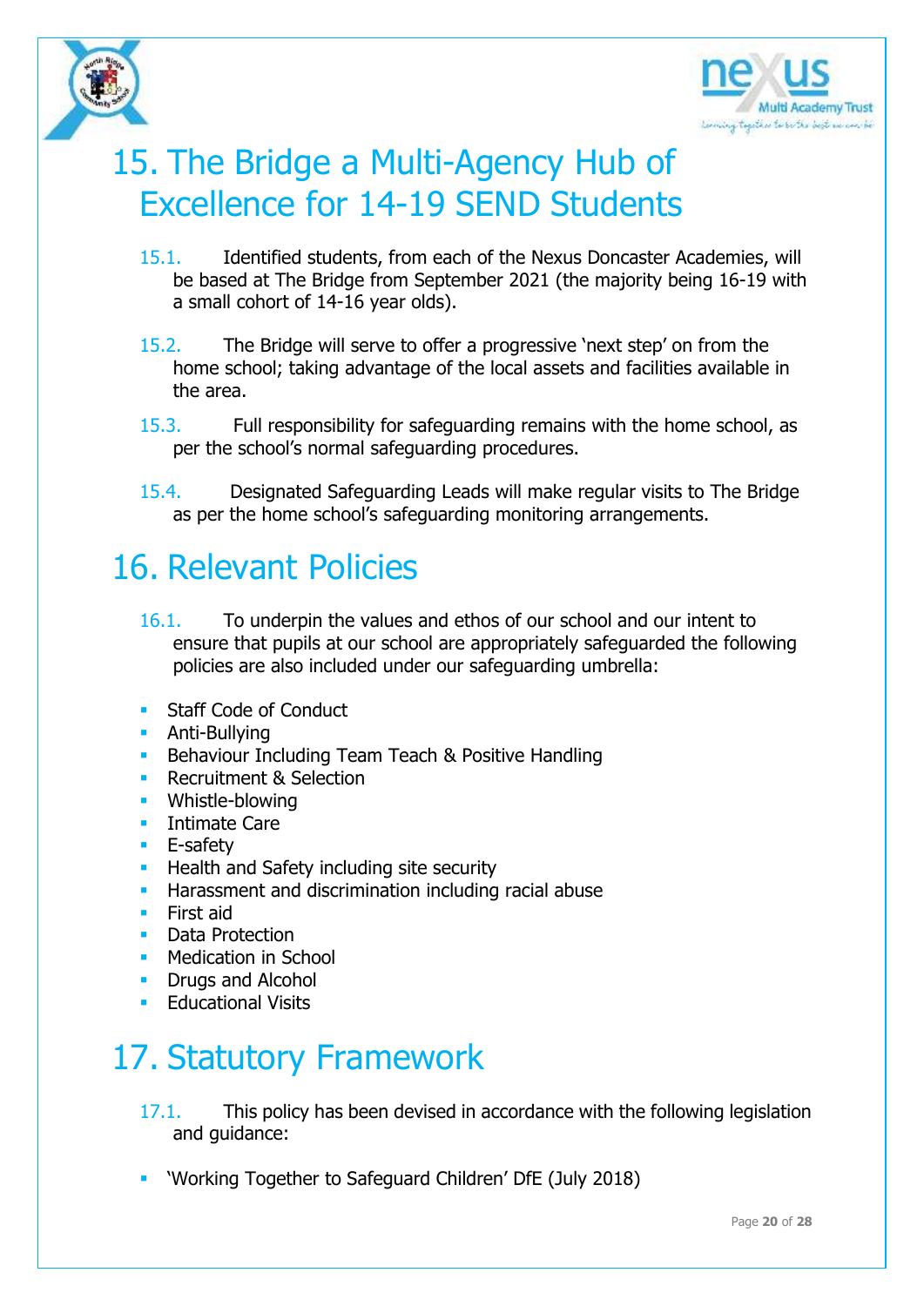# 15. The Bridge a Multi-Agency Hub of Excellence for 14-19 SEND Students

15.1. Identified students, from each of the Nexus Doncaster Academies, will be based at The Bridge from September 2021 (the majority being 16-19 with a small cohort of 14-16 year olds).

15.2. The Bridge will serve to offer a progressive 'next step' on from the home school; taking advantage of the local assets and facilities available in the area.

15.3. Full responsibility for safeguarding remains with the home school, as per the school's normal safeguarding procedures.

15.4. Designated Safeguarding Leads will make regular visits to The Bridge as per the home school's safeguarding monitoring arrangements.

# 16. Relevant Policies

16.1. To underpin the values and ethos of our school and our intent to ensure that pupils at our school are appropriately safeguarded the following policies are also included under our safeguarding umbrella:

- Staff Code of Conduct
- Anti-Bullying
- Behaviour Including Team Teach & Positive Handling
- Recruitment & Selection
- Whistle-blowing
- Intimate Care
- E-safety
- Health and Safety including site security
- Harassment and discrimination including racial abuse
- First aid
- Data Protection
- Medication in School
- Drugs and Alcohol
- Educational Visits

# 17. Statutory Framework

17.1. This policy has been devised in accordance with the following legislation and guidance:

- 'Working Together to Safeguard Children' DfE (July 2018)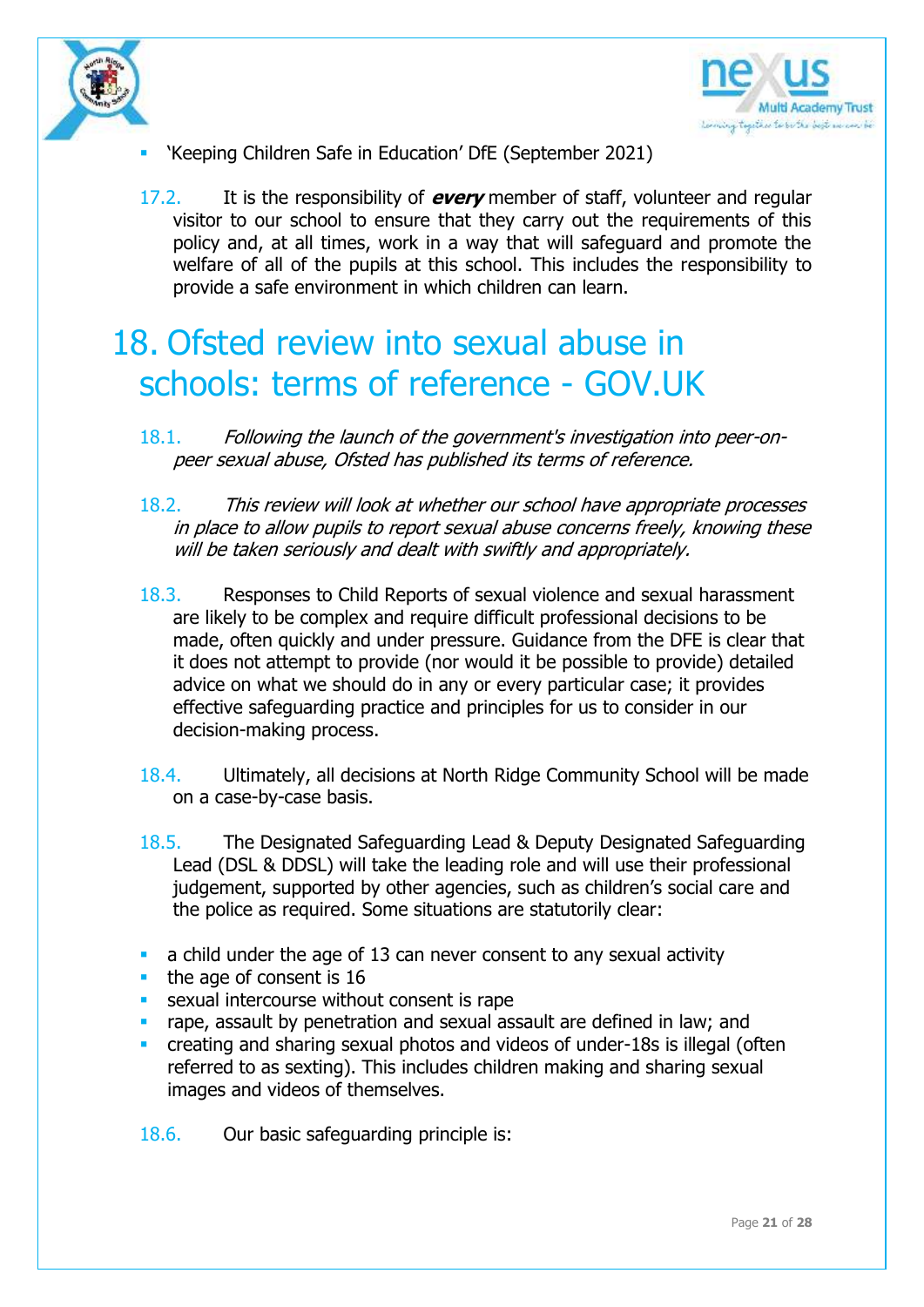- 'Keeping Children Safe in Education' DfE (September 2021)

17.2. It is the responsibility of ***every*** member of staff, volunteer and regular visitor to our school to ensure that they carry out the requirements of this policy and, at all times, work in a way that will safeguard and promote the welfare of all of the pupils at this school. This includes the responsibility to provide a safe environment in which children can learn.

# 18. Ofsted review into sexual abuse in schools: terms of reference - GOV.UK

18.1. *Following the launch of the government's investigation into peer-on-peer sexual abuse, Ofsted has published its terms of reference.*

18.2. *This review will look at whether our school have appropriate processes in place to allow pupils to report sexual abuse concerns freely, knowing these will be taken seriously and dealt with swiftly and appropriately.*

18.3. Responses to Child Reports of sexual violence and sexual harassment are likely to be complex and require difficult professional decisions to be made, often quickly and under pressure. Guidance from the DFE is clear that it does not attempt to provide (nor would it be possible to provide) detailed advice on what we should do in any or every particular case; it provides effective safeguarding practice and principles for us to consider in our decision-making process.

18.4. Ultimately, all decisions at North Ridge Community School will be made on a case-by-case basis.

18.5. The Designated Safeguarding Lead & Deputy Designated Safeguarding Lead (DSL & DDSL) will take the leading role and will use their professional judgement, supported by other agencies, such as children's social care and the police as required. Some situations are statutorily clear:

- a child under the age of 13 can never consent to any sexual activity
- the age of consent is 16
- sexual intercourse without consent is rape
- rape, assault by penetration and sexual assault are defined in law; and
- creating and sharing sexual photos and videos of under-18s is illegal (often referred to as sexting). This includes children making and sharing sexual images and videos of themselves.

18.6. Our basic safeguarding principle is: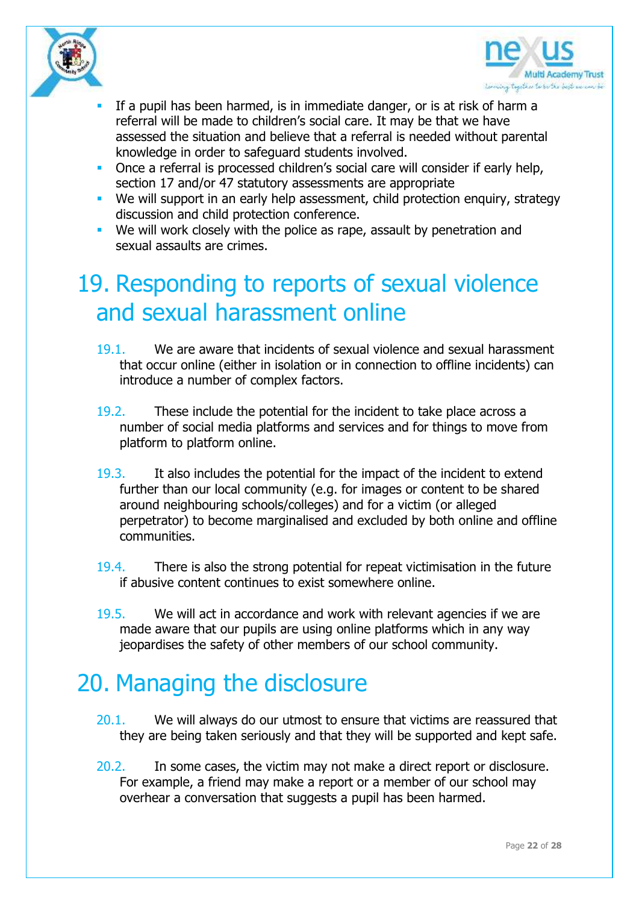- If a pupil has been harmed, is in immediate danger, or is at risk of harm a referral will be made to children's social care. It may be that we have assessed the situation and believe that a referral is needed without parental knowledge in order to safeguard students involved.
- Once a referral is processed children's social care will consider if early help, section 17 and/or 47 statutory assessments are appropriate
- We will support in an early help assessment, child protection enquiry, strategy discussion and child protection conference.
- We will work closely with the police as rape, assault by penetration and sexual assaults are crimes.

# 19. Responding to reports of sexual violence and sexual harassment online

19.1. We are aware that incidents of sexual violence and sexual harassment that occur online (either in isolation or in connection to offline incidents) can introduce a number of complex factors.

19.2. These include the potential for the incident to take place across a number of social media platforms and services and for things to move from platform to platform online.

19.3. It also includes the potential for the impact of the incident to extend further than our local community (e.g. for images or content to be shared around neighbouring schools/colleges) and for a victim (or alleged perpetrator) to become marginalised and excluded by both online and offline communities.

19.4. There is also the strong potential for repeat victimisation in the future if abusive content continues to exist somewhere online.

19.5. We will act in accordance and work with relevant agencies if we are made aware that our pupils are using online platforms which in any way jeopardises the safety of other members of our school community.

# 20. Managing the disclosure

20.1. We will always do our utmost to ensure that victims are reassured that they are being taken seriously and that they will be supported and kept safe.

20.2. In some cases, the victim may not make a direct report or disclosure. For example, a friend may make a report or a member of our school may overhear a conversation that suggests a pupil has been harmed.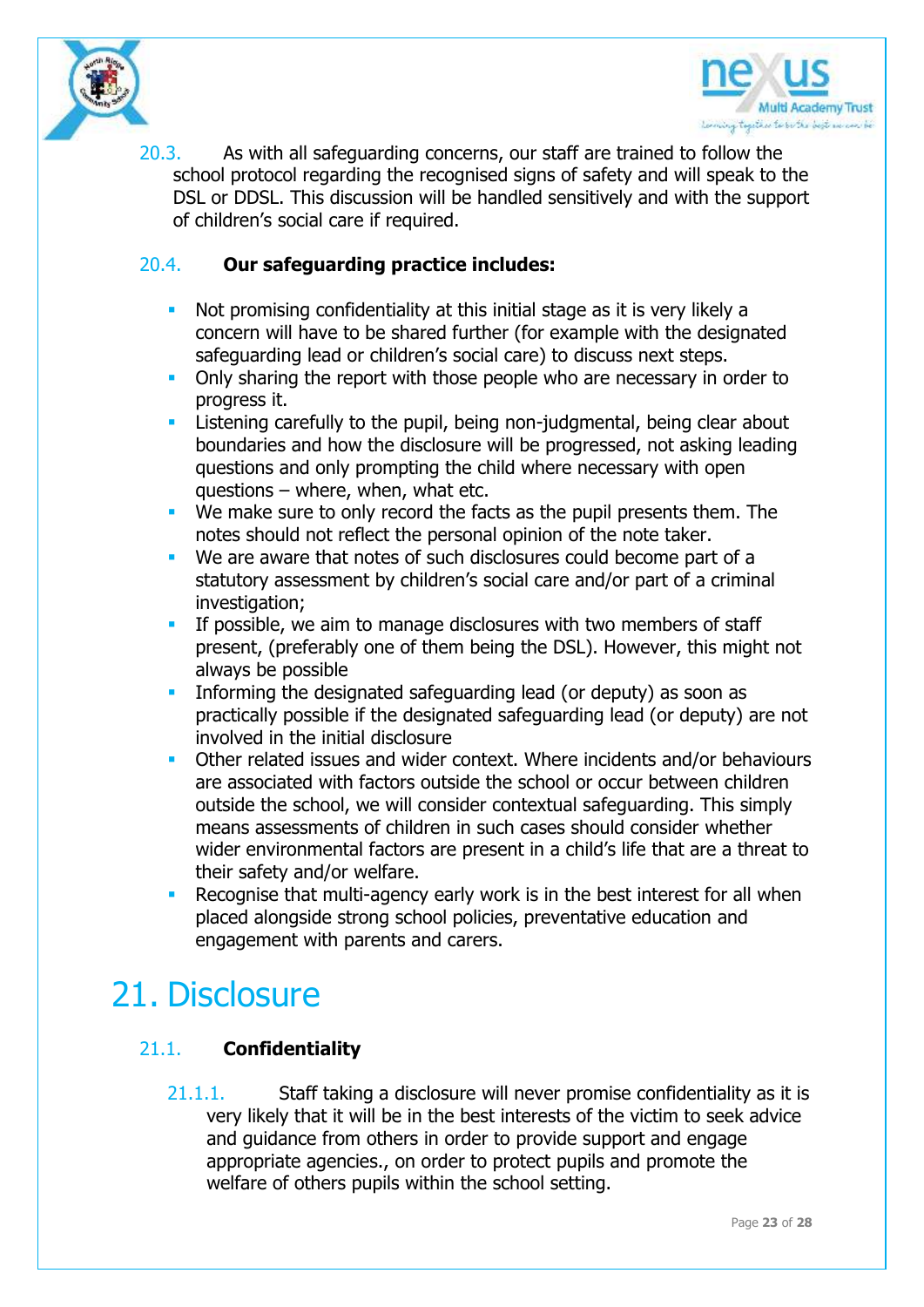20.3. As with all safeguarding concerns, our staff are trained to follow the school protocol regarding the recognised signs of safety and will speak to the DSL or DDSL. This discussion will be handled sensitively and with the support of children's social care if required.

20.4. **Our safeguarding practice includes:**

- Not promising confidentiality at this initial stage as it is very likely a concern will have to be shared further (for example with the designated safeguarding lead or children's social care) to discuss next steps.
- Only sharing the report with those people who are necessary in order to progress it.
- Listening carefully to the pupil, being non-judgmental, being clear about boundaries and how the disclosure will be progressed, not asking leading questions and only prompting the child where necessary with open questions – where, when, what etc.
- We make sure to only record the facts as the pupil presents them. The notes should not reflect the personal opinion of the note taker.
- We are aware that notes of such disclosures could become part of a statutory assessment by children's social care and/or part of a criminal investigation;
- If possible, we aim to manage disclosures with two members of staff present, (preferably one of them being the DSL). However, this might not always be possible
- Informing the designated safeguarding lead (or deputy) as soon as practically possible if the designated safeguarding lead (or deputy) are not involved in the initial disclosure
- Other related issues and wider context. Where incidents and/or behaviours are associated with factors outside the school or occur between children outside the school, we will consider contextual safeguarding. This simply means assessments of children in such cases should consider whether wider environmental factors are present in a child's life that are a threat to their safety and/or welfare.
- Recognise that multi-agency early work is in the best interest for all when placed alongside strong school policies, preventative education and engagement with parents and carers.

# 21. Disclosure

21.1. **Confidentiality**

21.1.1. Staff taking a disclosure will never promise confidentiality as it is very likely that it will be in the best interests of the victim to seek advice and guidance from others in order to provide support and engage appropriate agencies., on order to protect pupils and promote the welfare of others pupils within the school setting.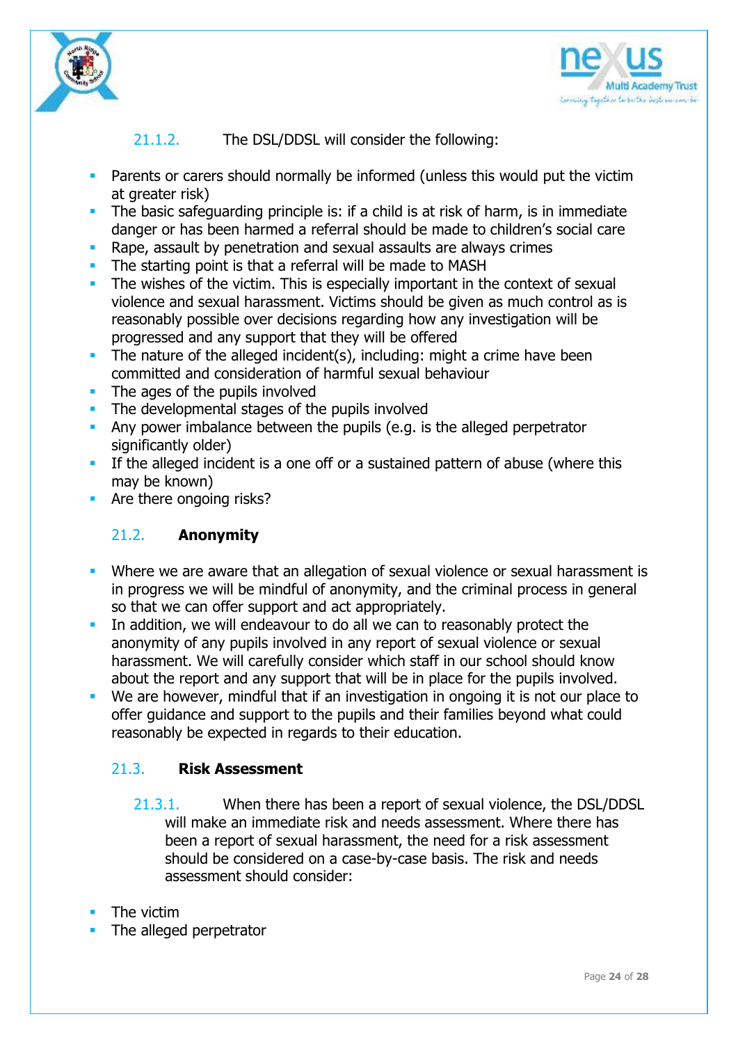21.1.2. The DSL/DDSL will consider the following:

- Parents or carers should normally be informed (unless this would put the victim at greater risk)
- The basic safeguarding principle is: if a child is at risk of harm, is in immediate danger or has been harmed a referral should be made to children's social care
- Rape, assault by penetration and sexual assaults are always crimes
- The starting point is that a referral will be made to MASH
- The wishes of the victim. This is especially important in the context of sexual violence and sexual harassment. Victims should be given as much control as is reasonably possible over decisions regarding how any investigation will be progressed and any support that they will be offered
- The nature of the alleged incident(s), including: might a crime have been committed and consideration of harmful sexual behaviour
- The ages of the pupils involved
- The developmental stages of the pupils involved
- Any power imbalance between the pupils (e.g. is the alleged perpetrator significantly older)
- If the alleged incident is a one off or a sustained pattern of abuse (where this may be known)
- Are there ongoing risks?

## 21.2. Anonymity

- Where we are aware that an allegation of sexual violence or sexual harassment is in progress we will be mindful of anonymity, and the criminal process in general so that we can offer support and act appropriately.
- In addition, we will endeavour to do all we can to reasonably protect the anonymity of any pupils involved in any report of sexual violence or sexual harassment. We will carefully consider which staff in our school should know about the report and any support that will be in place for the pupils involved.
- We are however, mindful that if an investigation in ongoing it is not our place to offer guidance and support to the pupils and their families beyond what could reasonably be expected in regards to their education.

## 21.3. Risk Assessment

21.3.1. When there has been a report of sexual violence, the DSL/DDSL will make an immediate risk and needs assessment. Where there has been a report of sexual harassment, the need for a risk assessment should be considered on a case-by-case basis. The risk and needs assessment should consider:

- The victim
- The alleged perpetrator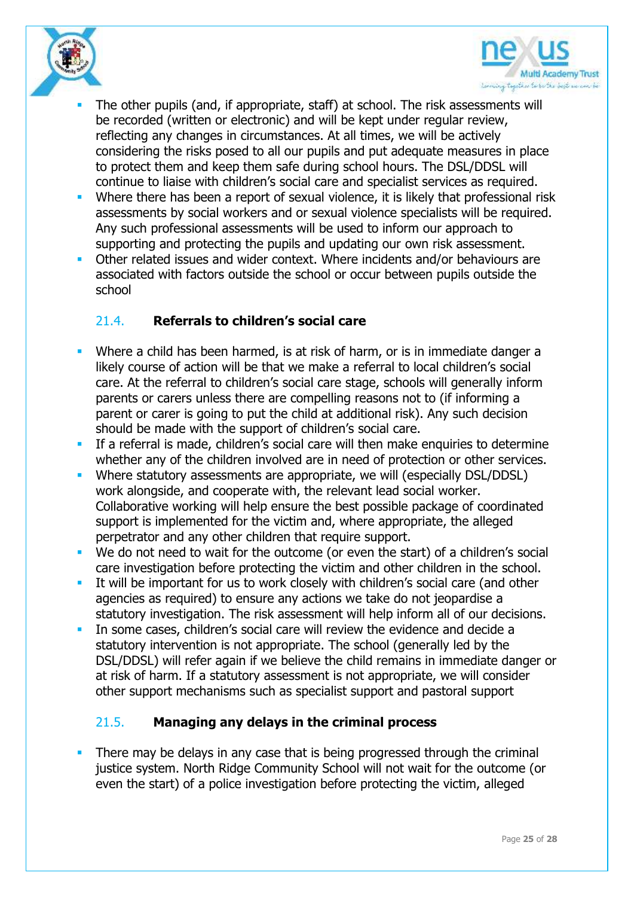- The other pupils (and, if appropriate, staff) at school. The risk assessments will be recorded (written or electronic) and will be kept under regular review, reflecting any changes in circumstances. At all times, we will be actively considering the risks posed to all our pupils and put adequate measures in place to protect them and keep them safe during school hours. The DSL/DDSL will continue to liaise with children's social care and specialist services as required.
- Where there has been a report of sexual violence, it is likely that professional risk assessments by social workers and or sexual violence specialists will be required. Any such professional assessments will be used to inform our approach to supporting and protecting the pupils and updating our own risk assessment.
- Other related issues and wider context. Where incidents and/or behaviours are associated with factors outside the school or occur between pupils outside the school

### 21.4. **Referrals to children's social care**

- Where a child has been harmed, is at risk of harm, or is in immediate danger a likely course of action will be that we make a referral to local children's social care. At the referral to children's social care stage, schools will generally inform parents or carers unless there are compelling reasons not to (if informing a parent or carer is going to put the child at additional risk). Any such decision should be made with the support of children's social care.
- If a referral is made, children's social care will then make enquiries to determine whether any of the children involved are in need of protection or other services.
- Where statutory assessments are appropriate, we will (especially DSL/DDSL) work alongside, and cooperate with, the relevant lead social worker. Collaborative working will help ensure the best possible package of coordinated support is implemented for the victim and, where appropriate, the alleged perpetrator and any other children that require support.
- We do not need to wait for the outcome (or even the start) of a children's social care investigation before protecting the victim and other children in the school.
- It will be important for us to work closely with children's social care (and other agencies as required) to ensure any actions we take do not jeopardise a statutory investigation. The risk assessment will help inform all of our decisions.
- In some cases, children's social care will review the evidence and decide a statutory intervention is not appropriate. The school (generally led by the DSL/DDSL) will refer again if we believe the child remains in immediate danger or at risk of harm. If a statutory assessment is not appropriate, we will consider other support mechanisms such as specialist support and pastoral support

### 21.5. **Managing any delays in the criminal process**

- There may be delays in any case that is being progressed through the criminal justice system. North Ridge Community School will not wait for the outcome (or even the start) of a police investigation before protecting the victim, alleged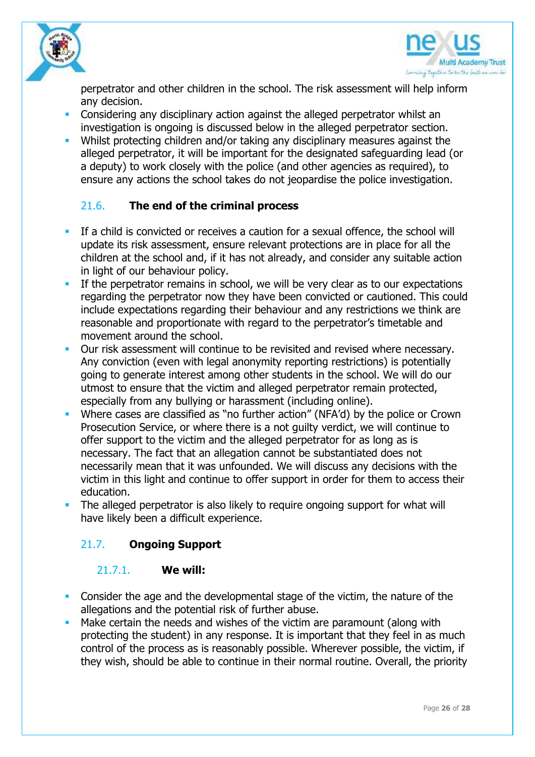perpetrator and other children in the school. The risk assessment will help inform any decision.

- Considering any disciplinary action against the alleged perpetrator whilst an investigation is ongoing is discussed below in the alleged perpetrator section.
- Whilst protecting children and/or taking any disciplinary measures against the alleged perpetrator, it will be important for the designated safeguarding lead (or a deputy) to work closely with the police (and other agencies as required), to ensure any actions the school takes do not jeopardise the police investigation.

### 21.6. The end of the criminal process

- If a child is convicted or receives a caution for a sexual offence, the school will update its risk assessment, ensure relevant protections are in place for all the children at the school and, if it has not already, and consider any suitable action in light of our behaviour policy.
- If the perpetrator remains in school, we will be very clear as to our expectations regarding the perpetrator now they have been convicted or cautioned. This could include expectations regarding their behaviour and any restrictions we think are reasonable and proportionate with regard to the perpetrator's timetable and movement around the school.
- Our risk assessment will continue to be revisited and revised where necessary. Any conviction (even with legal anonymity reporting restrictions) is potentially going to generate interest among other students in the school. We will do our utmost to ensure that the victim and alleged perpetrator remain protected, especially from any bullying or harassment (including online).
- Where cases are classified as "no further action" (NFA'd) by the police or Crown Prosecution Service, or where there is a not guilty verdict, we will continue to offer support to the victim and the alleged perpetrator for as long as is necessary. The fact that an allegation cannot be substantiated does not necessarily mean that it was unfounded. We will discuss any decisions with the victim in this light and continue to offer support in order for them to access their education.
- The alleged perpetrator is also likely to require ongoing support for what will have likely been a difficult experience.

### 21.7. Ongoing Support

#### 21.7.1. We will:

- Consider the age and the developmental stage of the victim, the nature of the allegations and the potential risk of further abuse.
- Make certain the needs and wishes of the victim are paramount (along with protecting the student) in any response. It is important that they feel in as much control of the process as is reasonably possible. Wherever possible, the victim, if they wish, should be able to continue in their normal routine. Overall, the priority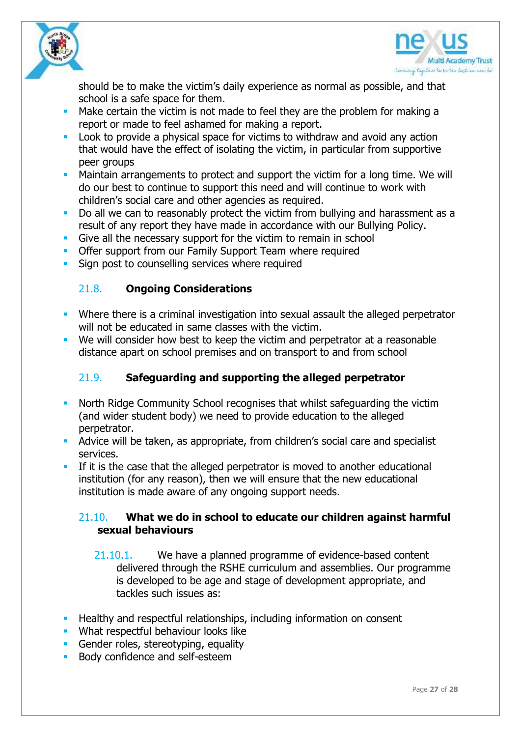should be to make the victim's daily experience as normal as possible, and that school is a safe space for them.

- Make certain the victim is not made to feel they are the problem for making a report or made to feel ashamed for making a report.
- Look to provide a physical space for victims to withdraw and avoid any action that would have the effect of isolating the victim, in particular from supportive peer groups
- Maintain arrangements to protect and support the victim for a long time. We will do our best to continue to support this need and will continue to work with children's social care and other agencies as required.
- Do all we can to reasonably protect the victim from bullying and harassment as a result of any report they have made in accordance with our Bullying Policy.
- Give all the necessary support for the victim to remain in school
- Offer support from our Family Support Team where required
- Sign post to counselling services where required

### 21.8. Ongoing Considerations

- Where there is a criminal investigation into sexual assault the alleged perpetrator will not be educated in same classes with the victim.
- We will consider how best to keep the victim and perpetrator at a reasonable distance apart on school premises and on transport to and from school

### 21.9. Safeguarding and supporting the alleged perpetrator

- North Ridge Community School recognises that whilst safeguarding the victim (and wider student body) we need to provide education to the alleged perpetrator.
- Advice will be taken, as appropriate, from children's social care and specialist services.
- If it is the case that the alleged perpetrator is moved to another educational institution (for any reason), then we will ensure that the new educational institution is made aware of any ongoing support needs.

### 21.10. What we do in school to educate our children against harmful sexual behaviours

21.10.1. We have a planned programme of evidence-based content delivered through the RSHE curriculum and assemblies. Our programme is developed to be age and stage of development appropriate, and tackles such issues as:

- Healthy and respectful relationships, including information on consent
- What respectful behaviour looks like
- Gender roles, stereotyping, equality
- Body confidence and self-esteem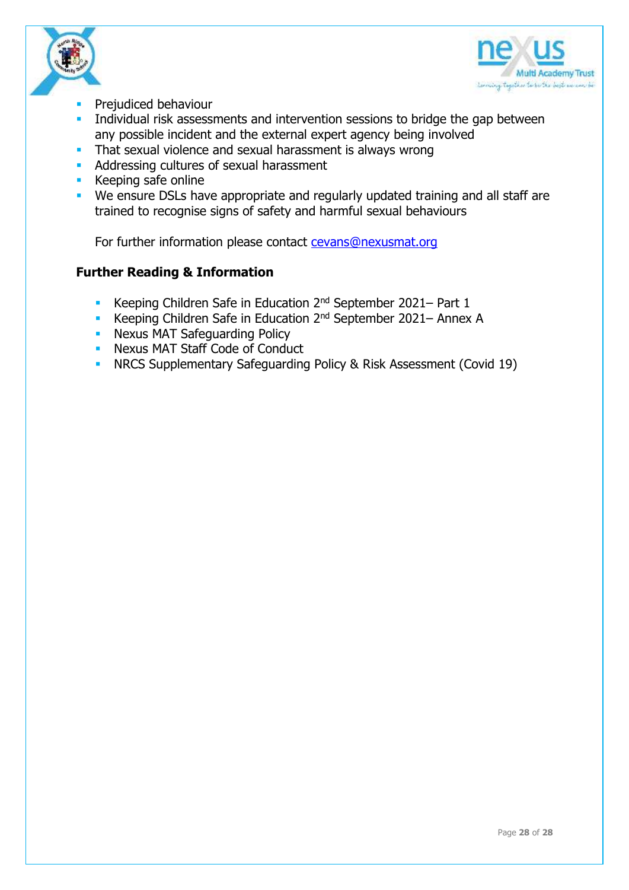- Prejudiced behaviour
- Individual risk assessments and intervention sessions to bridge the gap between any possible incident and the external expert agency being involved
- That sexual violence and sexual harassment is always wrong
- Addressing cultures of sexual harassment
- Keeping safe online
- We ensure DSLs have appropriate and regularly updated training and all staff are trained to recognise signs of safety and harmful sexual behaviours

For further information please contact cevans@nexusmat.org

**Further Reading & Information**

- Keeping Children Safe in Education 2nd September 2021– Part 1
- Keeping Children Safe in Education 2nd September 2021– Annex A
- Nexus MAT Safeguarding Policy
- Nexus MAT Staff Code of Conduct
- NRCS Supplementary Safeguarding Policy & Risk Assessment (Covid 19)